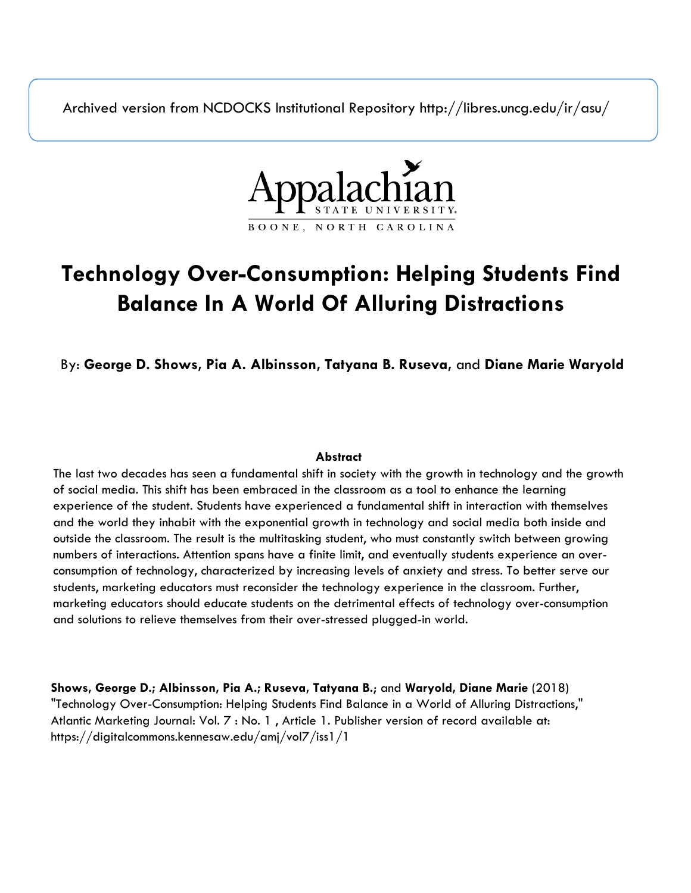Archived version from NCDOCKS Institutional Repository http://libres.uncg.edu/ir/asu/

Appalachian State University
BOONE, NORTH CAROLINA

# Technology Over-Consumption: Helping Students Find Balance In A World Of Alluring Distractions

By: **George D. Shows, Pia A. Albinsson, Tatyana B. Ruseva,** and **Diane Marie Waryold**

**Abstract**

The last two decades has seen a fundamental shift in society with the growth in technology and the growth of social media. This shift has been embraced in the classroom as a tool to enhance the learning experience of the student. Students have experienced a fundamental shift in interaction with themselves and the world they inhabit with the exponential growth in technology and social media both inside and outside the classroom. The result is the multitasking student, who must constantly switch between growing numbers of interactions. Attention spans have a finite limit, and eventually students experience an over-consumption of technology, characterized by increasing levels of anxiety and stress. To better serve our students, marketing educators must reconsider the technology experience in the classroom. Further, marketing educators should educate students on the detrimental effects of technology over-consumption and solutions to relieve themselves from their over-stressed plugged-in world.

**Shows, George D.; Albinsson, Pia A.; Ruseva, Tatyana B.;** and **Waryold, Diane Marie** (2018) "Technology Over-Consumption: Helping Students Find Balance in a World of Alluring Distractions," Atlantic Marketing Journal: Vol. 7 : No. 1 , Article 1. Publisher version of record available at: https://digitalcommons.kennesaw.edu/amj/vol7/iss1/1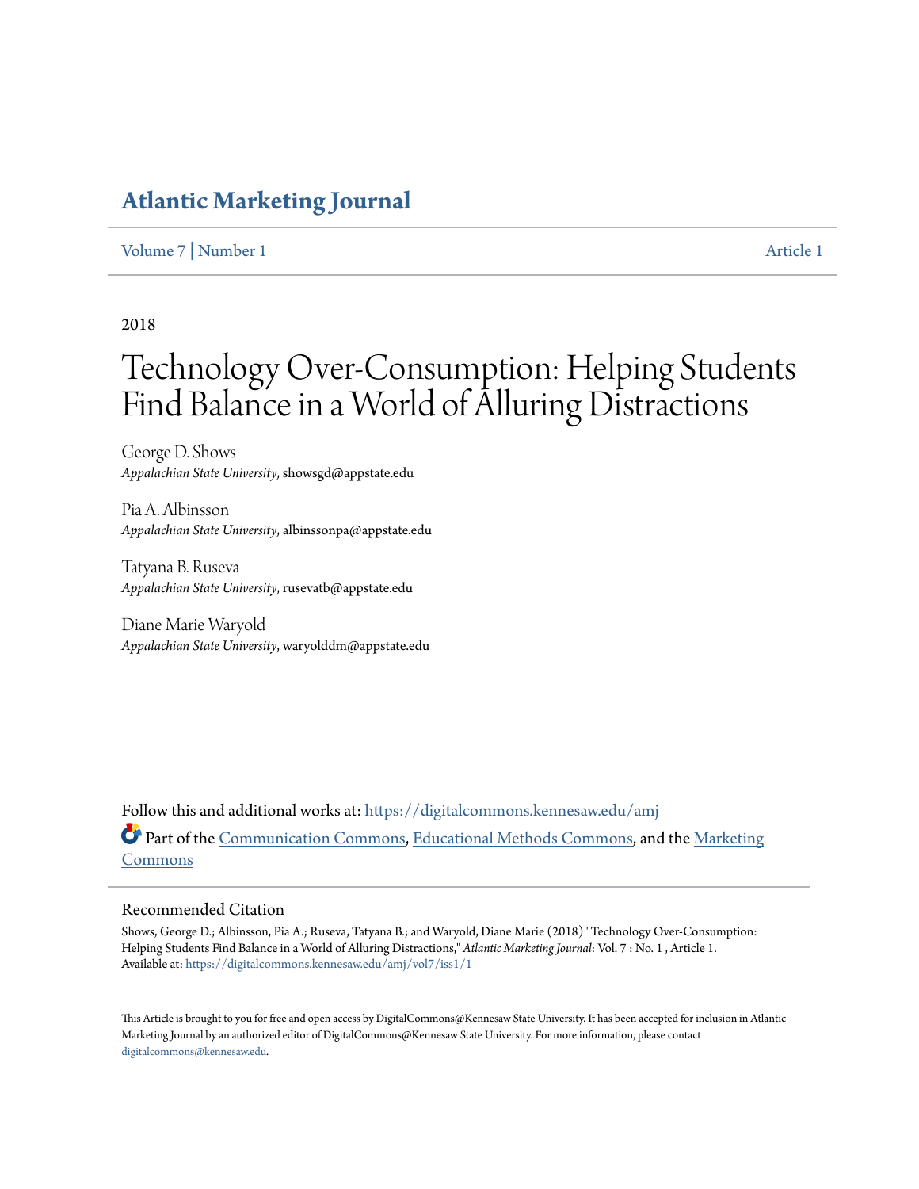# Atlantic Marketing Journal

Volume 7 | Number 1 Article 1

2018

# Technology Over-Consumption: Helping Students Find Balance in a World of Alluring Distractions

George D. Shows
*Appalachian State University*, showsgd@appstate.edu

Pia A. Albinsson
*Appalachian State University*, albinssonpa@appstate.edu

Tatyana B. Ruseva
*Appalachian State University*, rusevatb@appstate.edu

Diane Marie Waryold
*Appalachian State University*, waryolddm@appstate.edu

Follow this and additional works at: https://digitalcommons.kennesaw.edu/amj

Part of the Communication Commons, Educational Methods Commons, and the Marketing Commons

## Recommended Citation

Shows, George D.; Albinsson, Pia A.; Ruseva, Tatyana B.; and Waryold, Diane Marie (2018) "Technology Over-Consumption: Helping Students Find Balance in a World of Alluring Distractions," *Atlantic Marketing Journal*: Vol. 7 : No. 1 , Article 1.
Available at: https://digitalcommons.kennesaw.edu/amj/vol7/iss1/1

This Article is brought to you for free and open access by DigitalCommons@Kennesaw State University. It has been accepted for inclusion in Atlantic Marketing Journal by an authorized editor of DigitalCommons@Kennesaw State University. For more information, please contact digitalcommons@kennesaw.edu.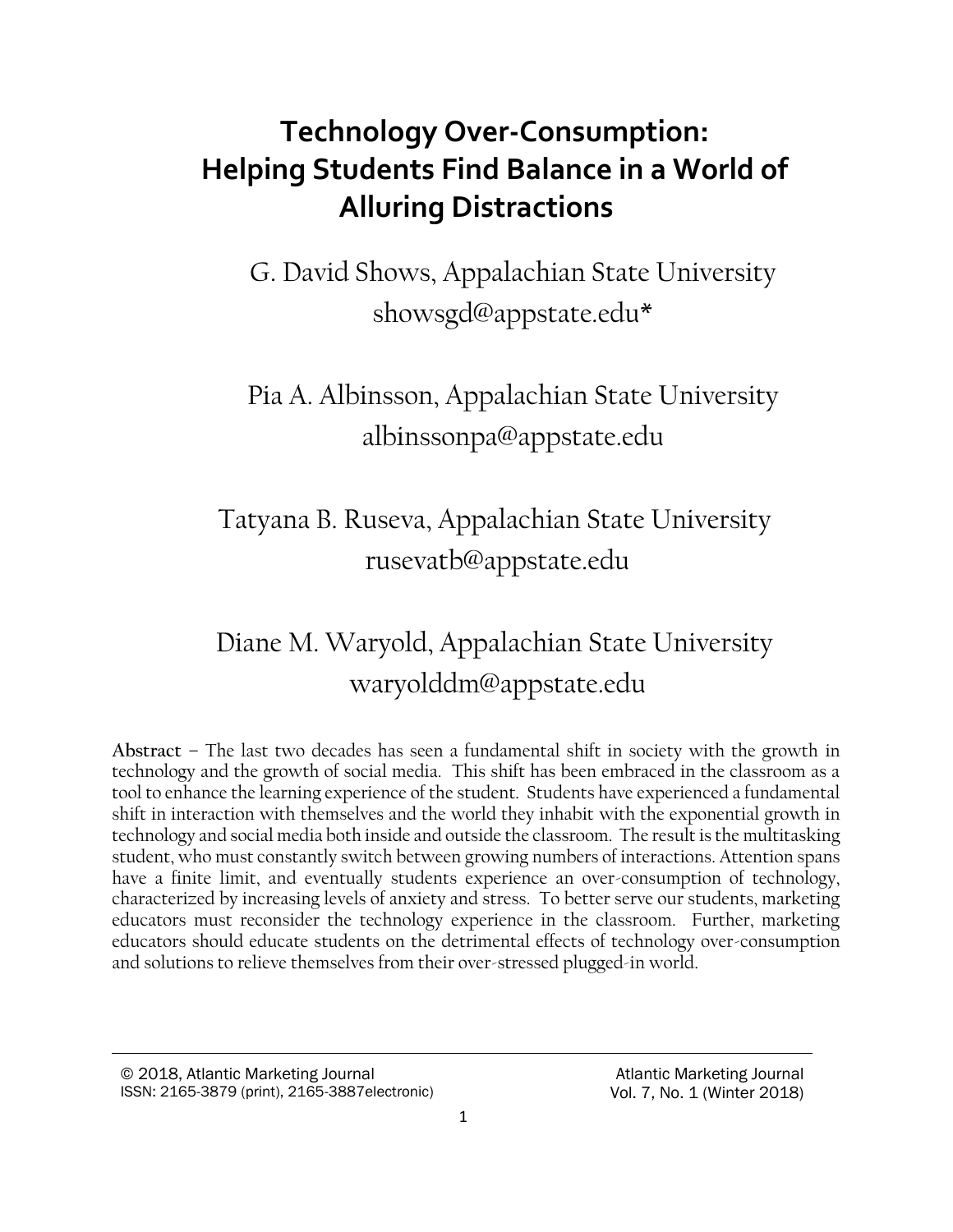# Technology Over-Consumption: Helping Students Find Balance in a World of Alluring Distractions

G. David Shows, Appalachian State University
showsgd@appstate.edu*

Pia A. Albinsson, Appalachian State University
albinssonpa@appstate.edu

Tatyana B. Ruseva, Appalachian State University
rusevatb@appstate.edu

Diane M. Waryold, Appalachian State University
waryolddm@appstate.edu

**Abstract** – The last two decades has seen a fundamental shift in society with the growth in technology and the growth of social media. This shift has been embraced in the classroom as a tool to enhance the learning experience of the student. Students have experienced a fundamental shift in interaction with themselves and the world they inhabit with the exponential growth in technology and social media both inside and outside the classroom. The result is the multitasking student, who must constantly switch between growing numbers of interactions. Attention spans have a finite limit, and eventually students experience an over-consumption of technology, characterized by increasing levels of anxiety and stress. To better serve our students, marketing educators must reconsider the technology experience in the classroom. Further, marketing educators should educate students on the detrimental effects of technology over-consumption and solutions to relieve themselves from their over-stressed plugged-in world.

© 2018, Atlantic Marketing Journal
ISSN: 2165-3879 (print), 2165-3887electronic)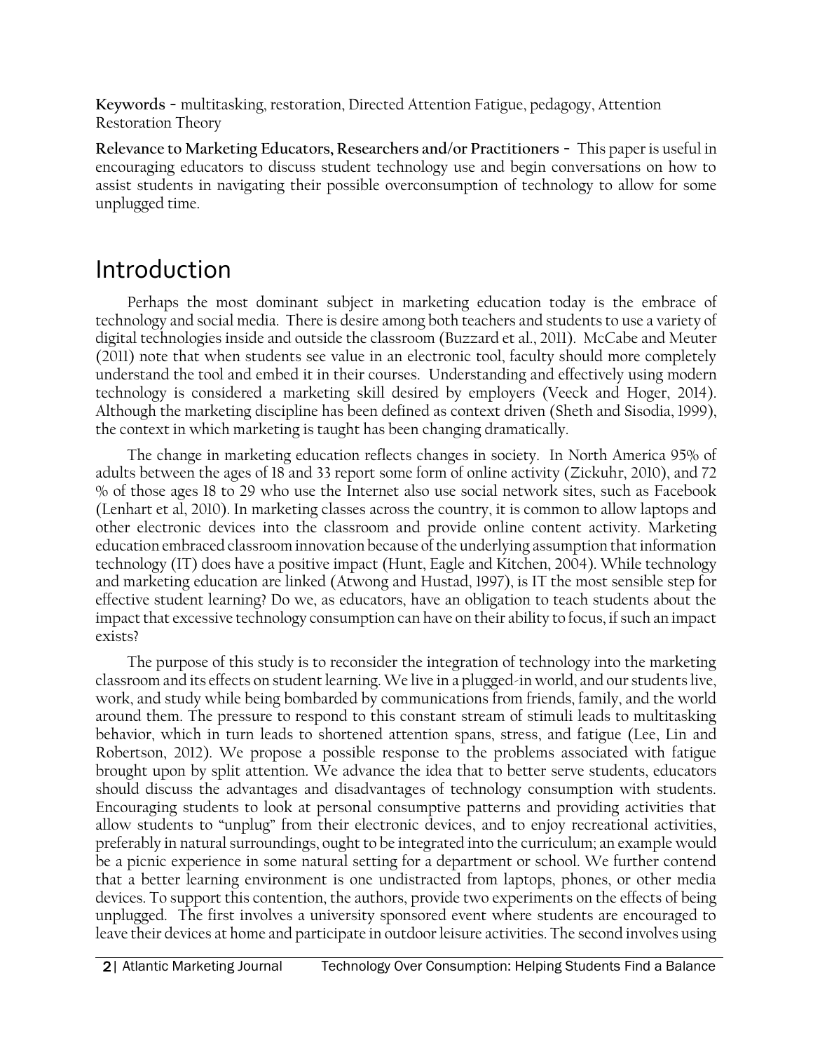**Keywords** - multitasking, restoration, Directed Attention Fatigue, pedagogy, Attention Restoration Theory

**Relevance to Marketing Educators, Researchers and/or Practitioners** - This paper is useful in encouraging educators to discuss student technology use and begin conversations on how to assist students in navigating their possible overconsumption of technology to allow for some unplugged time.

# Introduction

Perhaps the most dominant subject in marketing education today is the embrace of technology and social media. There is desire among both teachers and students to use a variety of digital technologies inside and outside the classroom (Buzzard et al., 2011). McCabe and Meuter (2011) note that when students see value in an electronic tool, faculty should more completely understand the tool and embed it in their courses. Understanding and effectively using modern technology is considered a marketing skill desired by employers (Veeck and Hoger, 2014). Although the marketing discipline has been defined as context driven (Sheth and Sisodia, 1999), the context in which marketing is taught has been changing dramatically.

The change in marketing education reflects changes in society. In North America 95% of adults between the ages of 18 and 33 report some form of online activity (Zickuhr, 2010), and 72 % of those ages 18 to 29 who use the Internet also use social network sites, such as Facebook (Lenhart et al, 2010). In marketing classes across the country, it is common to allow laptops and other electronic devices into the classroom and provide online content activity. Marketing education embraced classroom innovation because of the underlying assumption that information technology (IT) does have a positive impact (Hunt, Eagle and Kitchen, 2004). While technology and marketing education are linked (Atwong and Hustad, 1997), is IT the most sensible step for effective student learning? Do we, as educators, have an obligation to teach students about the impact that excessive technology consumption can have on their ability to focus, if such an impact exists?

The purpose of this study is to reconsider the integration of technology into the marketing classroom and its effects on student learning. We live in a plugged-in world, and our students live, work, and study while being bombarded by communications from friends, family, and the world around them. The pressure to respond to this constant stream of stimuli leads to multitasking behavior, which in turn leads to shortened attention spans, stress, and fatigue (Lee, Lin and Robertson, 2012). We propose a possible response to the problems associated with fatigue brought upon by split attention. We advance the idea that to better serve students, educators should discuss the advantages and disadvantages of technology consumption with students. Encouraging students to look at personal consumptive patterns and providing activities that allow students to "unplug" from their electronic devices, and to enjoy recreational activities, preferably in natural surroundings, ought to be integrated into the curriculum; an example would be a picnic experience in some natural setting for a department or school. We further contend that a better learning environment is one undistracted from laptops, phones, or other media devices. To support this contention, the authors, provide two experiments on the effects of being unplugged. The first involves a university sponsored event where students are encouraged to leave their devices at home and participate in outdoor leisure activities. The second involves using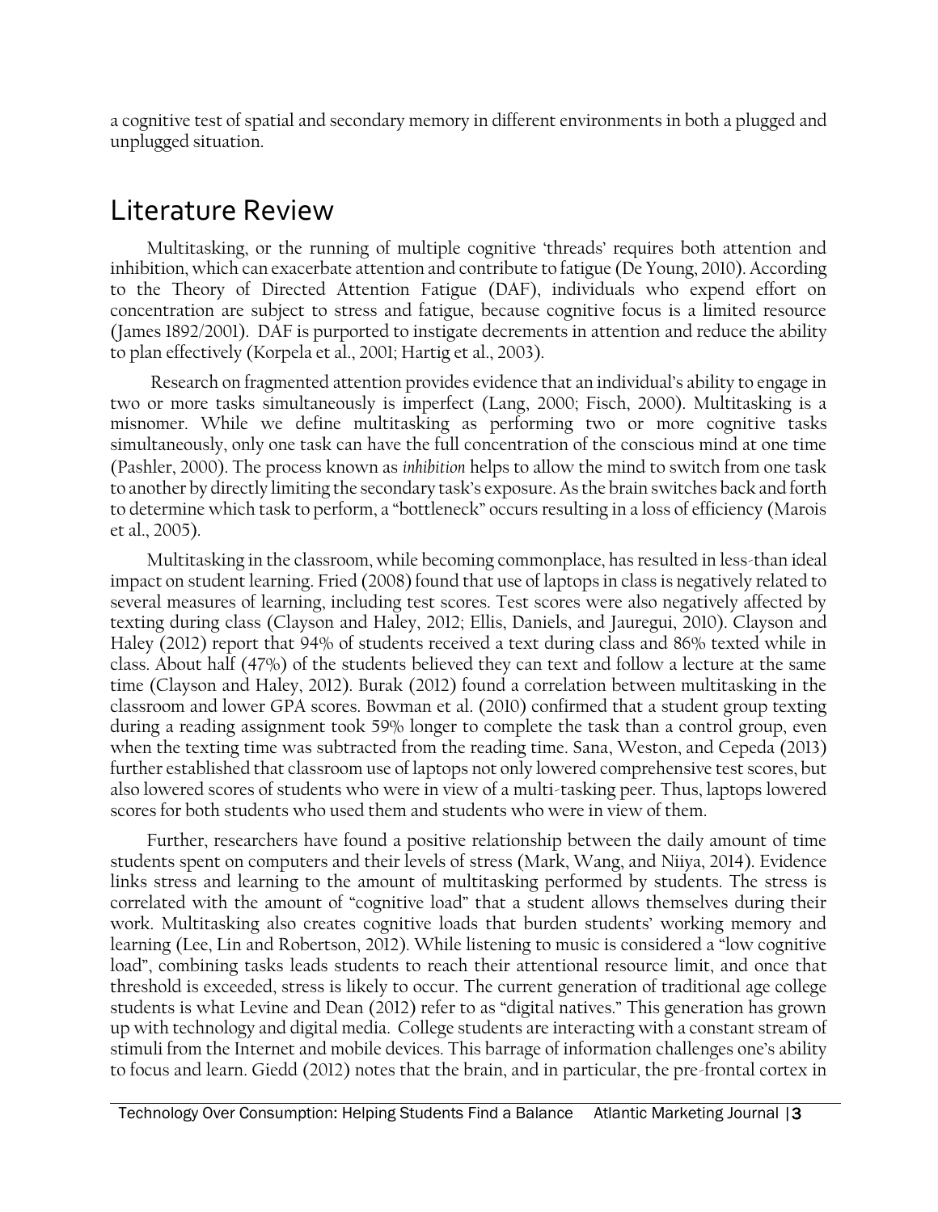a cognitive test of spatial and secondary memory in different environments in both a plugged and unplugged situation.

## Literature Review

Multitasking, or the running of multiple cognitive 'threads' requires both attention and inhibition, which can exacerbate attention and contribute to fatigue (De Young, 2010). According to the Theory of Directed Attention Fatigue (DAF), individuals who expend effort on concentration are subject to stress and fatigue, because cognitive focus is a limited resource (James 1892/2001). DAF is purported to instigate decrements in attention and reduce the ability to plan effectively (Korpela et al., 2001; Hartig et al., 2003).

Research on fragmented attention provides evidence that an individual's ability to engage in two or more tasks simultaneously is imperfect (Lang, 2000; Fisch, 2000). Multitasking is a misnomer. While we define multitasking as performing two or more cognitive tasks simultaneously, only one task can have the full concentration of the conscious mind at one time (Pashler, 2000). The process known as *inhibition* helps to allow the mind to switch from one task to another by directly limiting the secondary task's exposure. As the brain switches back and forth to determine which task to perform, a "bottleneck" occurs resulting in a loss of efficiency (Marois et al., 2005).

Multitasking in the classroom, while becoming commonplace, has resulted in less-than ideal impact on student learning. Fried (2008) found that use of laptops in class is negatively related to several measures of learning, including test scores. Test scores were also negatively affected by texting during class (Clayson and Haley, 2012; Ellis, Daniels, and Jauregui, 2010). Clayson and Haley (2012) report that 94% of students received a text during class and 86% texted while in class. About half (47%) of the students believed they can text and follow a lecture at the same time (Clayson and Haley, 2012). Burak (2012) found a correlation between multitasking in the classroom and lower GPA scores. Bowman et al. (2010) confirmed that a student group texting during a reading assignment took 59% longer to complete the task than a control group, even when the texting time was subtracted from the reading time. Sana, Weston, and Cepeda (2013) further established that classroom use of laptops not only lowered comprehensive test scores, but also lowered scores of students who were in view of a multi-tasking peer. Thus, laptops lowered scores for both students who used them and students who were in view of them.

Further, researchers have found a positive relationship between the daily amount of time students spent on computers and their levels of stress (Mark, Wang, and Niiya, 2014). Evidence links stress and learning to the amount of multitasking performed by students. The stress is correlated with the amount of "cognitive load" that a student allows themselves during their work. Multitasking also creates cognitive loads that burden students' working memory and learning (Lee, Lin and Robertson, 2012). While listening to music is considered a "low cognitive load", combining tasks leads students to reach their attentional resource limit, and once that threshold is exceeded, stress is likely to occur. The current generation of traditional age college students is what Levine and Dean (2012) refer to as "digital natives." This generation has grown up with technology and digital media. College students are interacting with a constant stream of stimuli from the Internet and mobile devices. This barrage of information challenges one's ability to focus and learn. Giedd (2012) notes that the brain, and in particular, the pre-frontal cortex in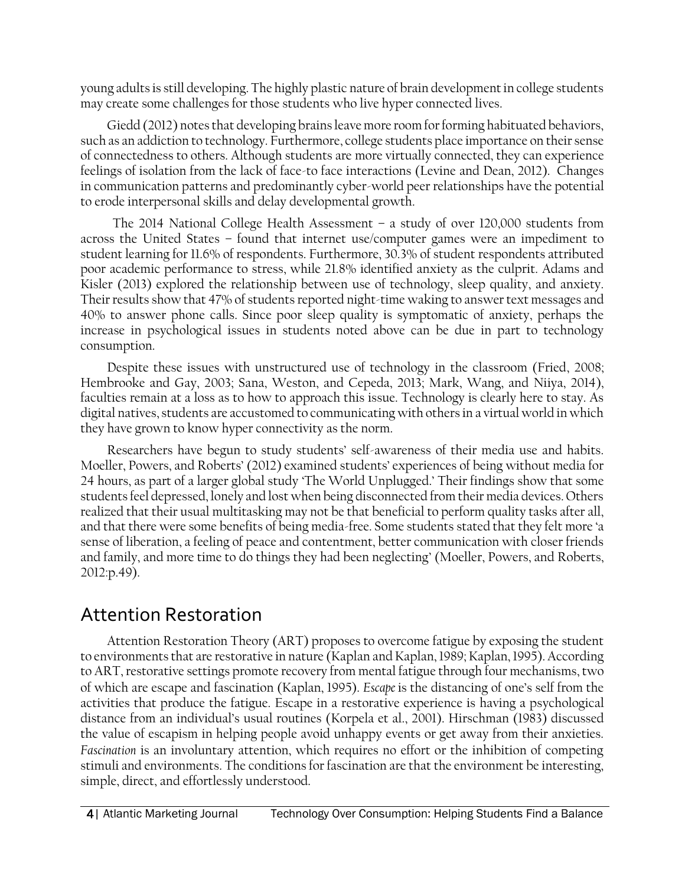young adults is still developing. The highly plastic nature of brain development in college students may create some challenges for those students who live hyper connected lives.

Giedd (2012) notes that developing brains leave more room for forming habituated behaviors, such as an addiction to technology. Furthermore, college students place importance on their sense of connectedness to others. Although students are more virtually connected, they can experience feelings of isolation from the lack of face-to face interactions (Levine and Dean, 2012). Changes in communication patterns and predominantly cyber-world peer relationships have the potential to erode interpersonal skills and delay developmental growth.

The 2014 National College Health Assessment – a study of over 120,000 students from across the United States – found that internet use/computer games were an impediment to student learning for 11.6% of respondents. Furthermore, 30.3% of student respondents attributed poor academic performance to stress, while 21.8% identified anxiety as the culprit. Adams and Kisler (2013) explored the relationship between use of technology, sleep quality, and anxiety. Their results show that 47% of students reported night-time waking to answer text messages and 40% to answer phone calls. Since poor sleep quality is symptomatic of anxiety, perhaps the increase in psychological issues in students noted above can be due in part to technology consumption.

Despite these issues with unstructured use of technology in the classroom (Fried, 2008; Hembrooke and Gay, 2003; Sana, Weston, and Cepeda, 2013; Mark, Wang, and Niiya, 2014), faculties remain at a loss as to how to approach this issue. Technology is clearly here to stay. As digital natives, students are accustomed to communicating with others in a virtual world in which they have grown to know hyper connectivity as the norm.

Researchers have begun to study students' self-awareness of their media use and habits. Moeller, Powers, and Roberts' (2012) examined students' experiences of being without media for 24 hours, as part of a larger global study 'The World Unplugged.' Their findings show that some students feel depressed, lonely and lost when being disconnected from their media devices. Others realized that their usual multitasking may not be that beneficial to perform quality tasks after all, and that there were some benefits of being media-free. Some students stated that they felt more 'a sense of liberation, a feeling of peace and contentment, better communication with closer friends and family, and more time to do things they had been neglecting' (Moeller, Powers, and Roberts, 2012:p.49).

## Attention Restoration

Attention Restoration Theory (ART) proposes to overcome fatigue by exposing the student to environments that are restorative in nature (Kaplan and Kaplan, 1989; Kaplan, 1995). According to ART, restorative settings promote recovery from mental fatigue through four mechanisms, two of which are escape and fascination (Kaplan, 1995). *Escape* is the distancing of one's self from the activities that produce the fatigue. Escape in a restorative experience is having a psychological distance from an individual's usual routines (Korpela et al., 2001). Hirschman (1983) discussed the value of escapism in helping people avoid unhappy events or get away from their anxieties. *Fascination* is an involuntary attention, which requires no effort or the inhibition of competing stimuli and environments. The conditions for fascination are that the environment be interesting, simple, direct, and effortlessly understood.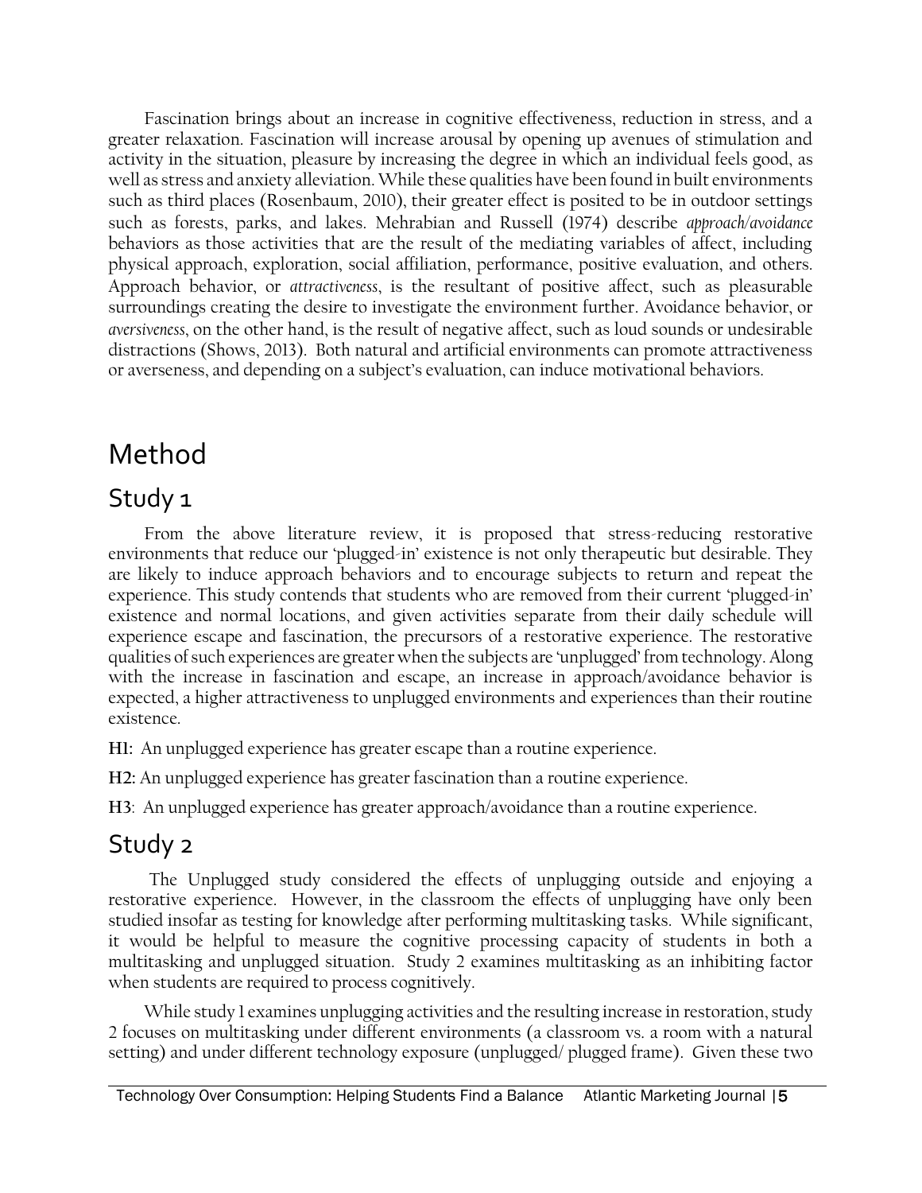Fascination brings about an increase in cognitive effectiveness, reduction in stress, and a greater relaxation. Fascination will increase arousal by opening up avenues of stimulation and activity in the situation, pleasure by increasing the degree in which an individual feels good, as well as stress and anxiety alleviation. While these qualities have been found in built environments such as third places (Rosenbaum, 2010), their greater effect is posited to be in outdoor settings such as forests, parks, and lakes. Mehrabian and Russell (1974) describe *approach/avoidance* behaviors as those activities that are the result of the mediating variables of affect, including physical approach, exploration, social affiliation, performance, positive evaluation, and others. Approach behavior, or *attractiveness*, is the resultant of positive affect, such as pleasurable surroundings creating the desire to investigate the environment further. Avoidance behavior, or *aversiveness*, on the other hand, is the result of negative affect, such as loud sounds or undesirable distractions (Shows, 2013). Both natural and artificial environments can promote attractiveness or averseness, and depending on a subject's evaluation, can induce motivational behaviors.

# Method

## Study 1

From the above literature review, it is proposed that stress-reducing restorative environments that reduce our 'plugged-in' existence is not only therapeutic but desirable. They are likely to induce approach behaviors and to encourage subjects to return and repeat the experience. This study contends that students who are removed from their current 'plugged-in' existence and normal locations, and given activities separate from their daily schedule will experience escape and fascination, the precursors of a restorative experience. The restorative qualities of such experiences are greater when the subjects are 'unplugged' from technology. Along with the increase in fascination and escape, an increase in approach/avoidance behavior is expected, a higher attractiveness to unplugged environments and experiences than their routine existence.

**H1**: An unplugged experience has greater escape than a routine experience.

**H2:** An unplugged experience has greater fascination than a routine experience.

**H3**: An unplugged experience has greater approach/avoidance than a routine experience.

## Study 2

The Unplugged study considered the effects of unplugging outside and enjoying a restorative experience. However, in the classroom the effects of unplugging have only been studied insofar as testing for knowledge after performing multitasking tasks. While significant, it would be helpful to measure the cognitive processing capacity of students in both a multitasking and unplugged situation. Study 2 examines multitasking as an inhibiting factor when students are required to process cognitively.

While study 1 examines unplugging activities and the resulting increase in restoration, study 2 focuses on multitasking under different environments (a classroom vs. a room with a natural setting) and under different technology exposure (unplugged/ plugged frame). Given these two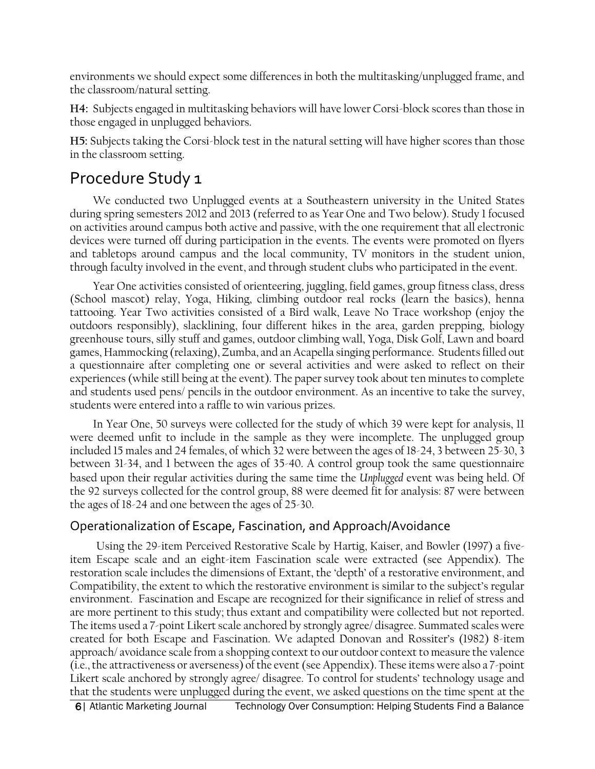environments we should expect some differences in both the multitasking/unplugged frame, and the classroom/natural setting.

**H4:** Subjects engaged in multitasking behaviors will have lower Corsi-block scores than those in those engaged in unplugged behaviors.

**H5:** Subjects taking the Corsi-block test in the natural setting will have higher scores than those in the classroom setting.

# Procedure Study 1

We conducted two Unplugged events at a Southeastern university in the United States during spring semesters 2012 and 2013 (referred to as Year One and Two below). Study 1 focused on activities around campus both active and passive, with the one requirement that all electronic devices were turned off during participation in the events. The events were promoted on flyers and tabletops around campus and the local community, TV monitors in the student union, through faculty involved in the event, and through student clubs who participated in the event.

Year One activities consisted of orienteering, juggling, field games, group fitness class, dress (School mascot) relay, Yoga, Hiking, climbing outdoor real rocks (learn the basics), henna tattooing. Year Two activities consisted of a Bird walk, Leave No Trace workshop (enjoy the outdoors responsibly), slacklining, four different hikes in the area, garden prepping, biology greenhouse tours, silly stuff and games, outdoor climbing wall, Yoga, Disk Golf, Lawn and board games, Hammocking (relaxing), Zumba, and an Acapella singing performance. Students filled out a questionnaire after completing one or several activities and were asked to reflect on their experiences (while still being at the event). The paper survey took about ten minutes to complete and students used pens/ pencils in the outdoor environment. As an incentive to take the survey, students were entered into a raffle to win various prizes.

In Year One, 50 surveys were collected for the study of which 39 were kept for analysis, 11 were deemed unfit to include in the sample as they were incomplete. The unplugged group included 15 males and 24 females, of which 32 were between the ages of 18-24, 3 between 25-30, 3 between 31-34, and 1 between the ages of 35-40. A control group took the same questionnaire based upon their regular activities during the same time the *Unplugged* event was being held. Of the 92 surveys collected for the control group, 88 were deemed fit for analysis: 87 were between the ages of 18-24 and one between the ages of 25-30.

## Operationalization of Escape, Fascination, and Approach/Avoidance

Using the 29-item Perceived Restorative Scale by Hartig, Kaiser, and Bowler (1997) a five-item Escape scale and an eight-item Fascination scale were extracted (see Appendix). The restoration scale includes the dimensions of Extant, the 'depth' of a restorative environment, and Compatibility, the extent to which the restorative environment is similar to the subject's regular environment. Fascination and Escape are recognized for their significance in relief of stress and are more pertinent to this study; thus extant and compatibility were collected but not reported. The items used a 7-point Likert scale anchored by strongly agree/ disagree. Summated scales were created for both Escape and Fascination. We adapted Donovan and Rossiter's (1982) 8-item approach/ avoidance scale from a shopping context to our outdoor context to measure the valence (i.e., the attractiveness or averseness) of the event (see Appendix). These items were also a 7-point Likert scale anchored by strongly agree/ disagree. To control for students' technology usage and that the students were unplugged during the event, we asked questions on the time spent at the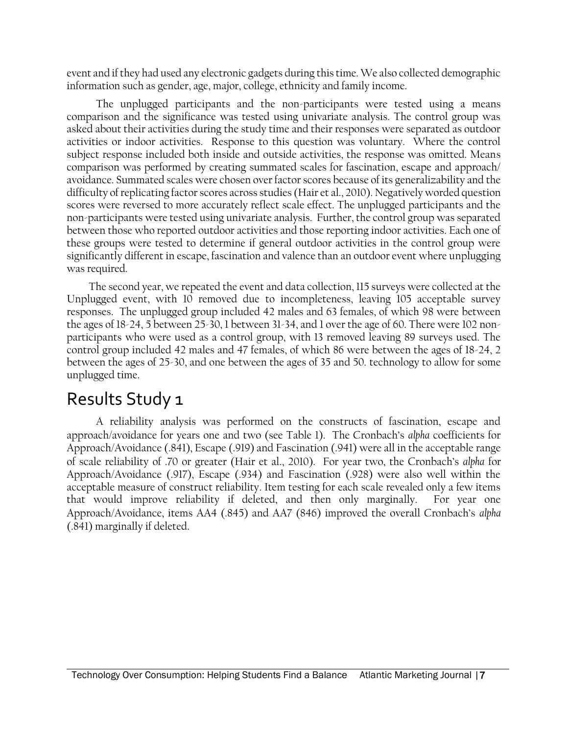event and if they had used any electronic gadgets during this time. We also collected demographic information such as gender, age, major, college, ethnicity and family income.

The unplugged participants and the non-participants were tested using a means comparison and the significance was tested using univariate analysis. The control group was asked about their activities during the study time and their responses were separated as outdoor activities or indoor activities. Response to this question was voluntary. Where the control subject response included both inside and outside activities, the response was omitted. Means comparison was performed by creating summated scales for fascination, escape and approach/avoidance. Summated scales were chosen over factor scores because of its generalizability and the difficulty of replicating factor scores across studies (Hair et al., 2010). Negatively worded question scores were reversed to more accurately reflect scale effect. The unplugged participants and the non-participants were tested using univariate analysis. Further, the control group was separated between those who reported outdoor activities and those reporting indoor activities. Each one of these groups were tested to determine if general outdoor activities in the control group were significantly different in escape, fascination and valence than an outdoor event where unplugging was required.

The second year, we repeated the event and data collection, 115 surveys were collected at the Unplugged event, with 10 removed due to incompleteness, leaving 105 acceptable survey responses. The unplugged group included 42 males and 63 females, of which 98 were between the ages of 18-24, 5 between 25-30, 1 between 31-34, and 1 over the age of 60. There were 102 non-participants who were used as a control group, with 13 removed leaving 89 surveys used. The control group included 42 males and 47 females, of which 86 were between the ages of 18-24, 2 between the ages of 25-30, and one between the ages of 35 and 50. technology to allow for some unplugged time.

# Results Study 1

A reliability analysis was performed on the constructs of fascination, escape and approach/avoidance for years one and two (see Table 1). The Cronbach's *alpha* coefficients for Approach/Avoidance (.841), Escape (.919) and Fascination (.941) were all in the acceptable range of scale reliability of .70 or greater (Hair et al., 2010). For year two, the Cronbach's *alpha* for Approach/Avoidance (.917), Escape (.934) and Fascination (.928) were also well within the acceptable measure of construct reliability. Item testing for each scale revealed only a few items that would improve reliability if deleted, and then only marginally. For year one Approach/Avoidance, items AA4 (.845) and AA7 (846) improved the overall Cronbach's *alpha* (.841) marginally if deleted.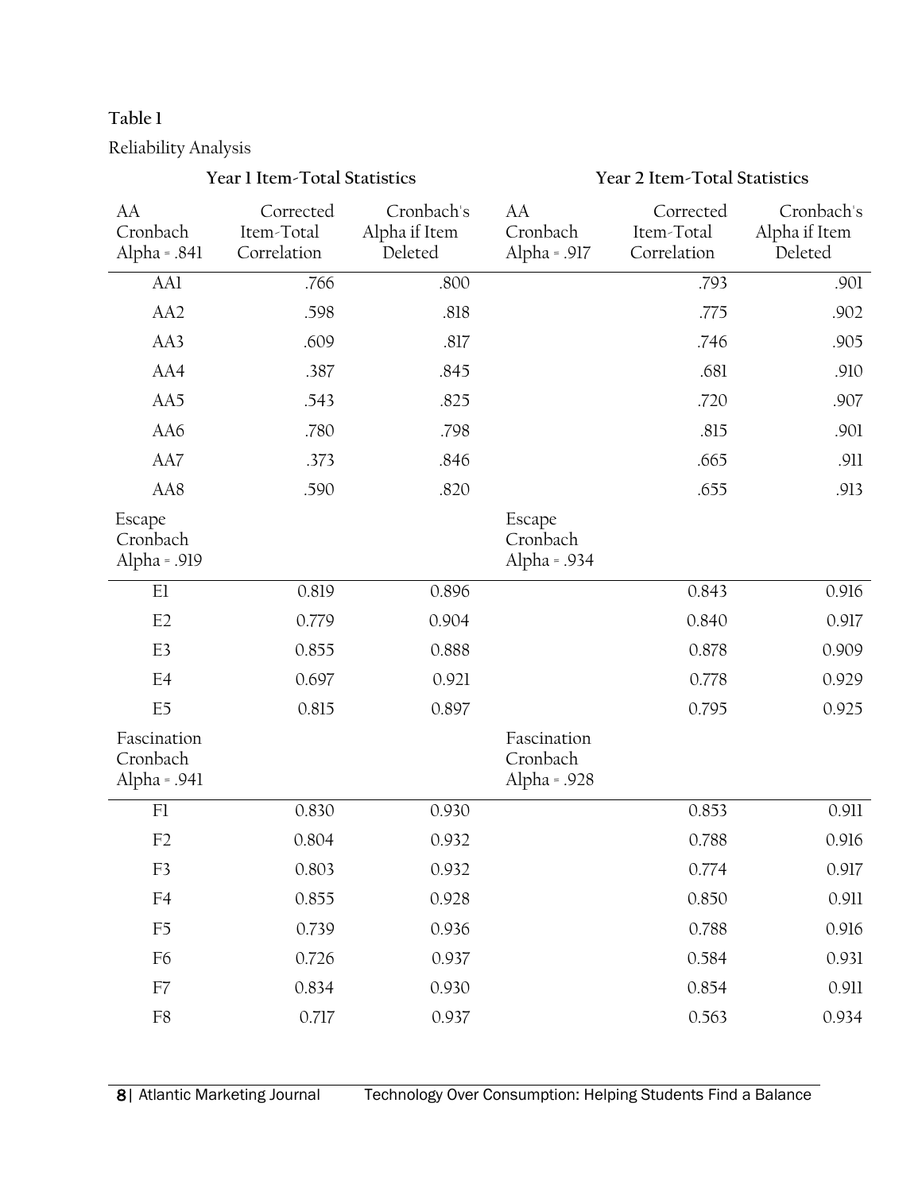**Table 1**

Reliability Analysis

| Year 1 Item-Total Statistics | | | Year 2 Item-Total Statistics | | |
|---|---|---|---|---|---|
| AA Cronbach Alpha = .841 | Corrected Item-Total Correlation | Cronbach's Alpha if Item Deleted | AA Cronbach Alpha = .917 | Corrected Item-Total Correlation | Cronbach's Alpha if Item Deleted |
| AA1 | .766 | .800 | | .793 | .901 |
| AA2 | .598 | .818 | | .775 | .902 |
| AA3 | .609 | .817 | | .746 | .905 |
| AA4 | .387 | .845 | | .681 | .910 |
| AA5 | .543 | .825 | | .720 | .907 |
| AA6 | .780 | .798 | | .815 | .901 |
| AA7 | .373 | .846 | | .665 | .911 |
| AA8 | .590 | .820 | | .655 | .913 |
| Escape Cronbach Alpha = .919 | | | Escape Cronbach Alpha = .934 | | |
| E1 | 0.819 | 0.896 | | 0.843 | 0.916 |
| E2 | 0.779 | 0.904 | | 0.840 | 0.917 |
| E3 | 0.855 | 0.888 | | 0.878 | 0.909 |
| E4 | 0.697 | 0.921 | | 0.778 | 0.929 |
| E5 | 0.815 | 0.897 | | 0.795 | 0.925 |
| Fascination Cronbach Alpha = .941 | | | Fascination Cronbach Alpha = .928 | | |
| F1 | 0.830 | 0.930 | | 0.853 | 0.911 |
| F2 | 0.804 | 0.932 | | 0.788 | 0.916 |
| F3 | 0.803 | 0.932 | | 0.774 | 0.917 |
| F4 | 0.855 | 0.928 | | 0.850 | 0.911 |
| F5 | 0.739 | 0.936 | | 0.788 | 0.916 |
| F6 | 0.726 | 0.937 | | 0.584 | 0.931 |
| F7 | 0.834 | 0.930 | | 0.854 | 0.911 |
| F8 | 0.717 | 0.937 | | 0.563 | 0.934 |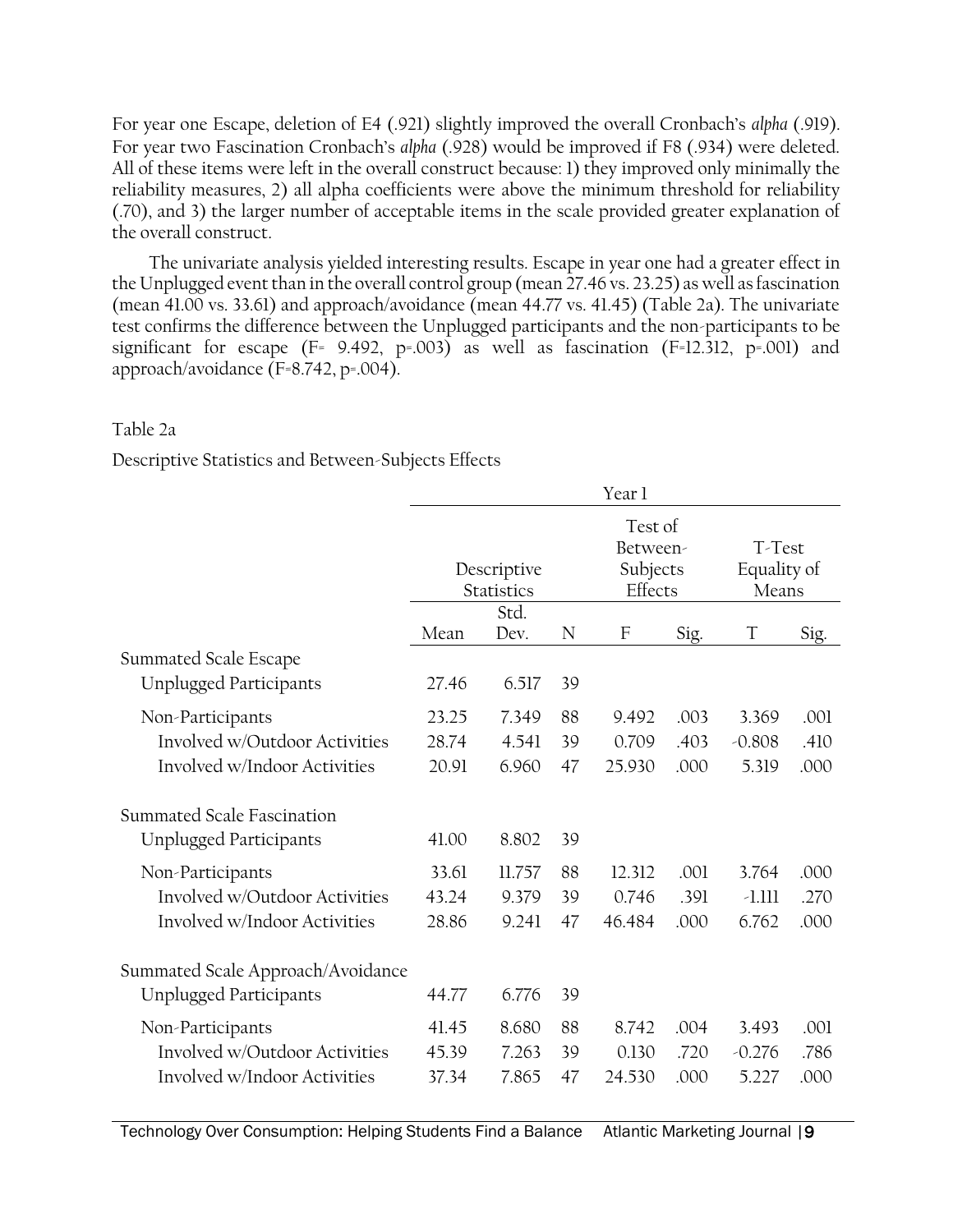For year one Escape, deletion of E4 (.921) slightly improved the overall Cronbach's *alpha* (.919). For year two Fascination Cronbach's *alpha* (.928) would be improved if F8 (.934) were deleted. All of these items were left in the overall construct because: 1) they improved only minimally the reliability measures, 2) all alpha coefficients were above the minimum threshold for reliability (.70), and 3) the larger number of acceptable items in the scale provided greater explanation of the overall construct.

The univariate analysis yielded interesting results. Escape in year one had a greater effect in the Unplugged event than in the overall control group (mean 27.46 vs. 23.25) as well as fascination (mean 41.00 vs. 33.61) and approach/avoidance (mean 44.77 vs. 41.45) (Table 2a). The univariate test confirms the difference between the Unplugged participants and the non-participants to be significant for escape ($F= 9.492$, $p=.003$) as well as fascination ($F=12.312$, $p=.001$) and approach/avoidance ($F=8.742$, $p=.004$).

Table 2a

Descriptive Statistics and Between-Subjects Effects

| | Year 1 | | | | | | |
|---|---|---|---|---|---|---|---|
| | Descriptive Statistics | | | Test of Between-Subjects Effects | | T-Test Equality of Means | |
| | Mean | Std. Dev. | N | F | Sig. | T | Sig. |
| Summated Scale Escape | | | | | | | |
| Unplugged Participants | 27.46 | 6.517 | 39 | | | | |
| Non-Participants | 23.25 | 7.349 | 88 | 9.492 | .003 | 3.369 | .001 |
| Involved w/Outdoor Activities | 28.74 | 4.541 | 39 | 0.709 | .403 | -0.808 | .410 |
| Involved w/Indoor Activities | 20.91 | 6.960 | 47 | 25.930 | .000 | 5.319 | .000 |
| Summated Scale Fascination | | | | | | | |
| Unplugged Participants | 41.00 | 8.802 | 39 | | | | |
| Non-Participants | 33.61 | 11.757 | 88 | 12.312 | .001 | 3.764 | .000 |
| Involved w/Outdoor Activities | 43.24 | 9.379 | 39 | 0.746 | .391 | -1.111 | .270 |
| Involved w/Indoor Activities | 28.86 | 9.241 | 47 | 46.484 | .000 | 6.762 | .000 |
| Summated Scale Approach/Avoidance | | | | | | | |
| Unplugged Participants | 44.77 | 6.776 | 39 | | | | |
| Non-Participants | 41.45 | 8.680 | 88 | 8.742 | .004 | 3.493 | .001 |
| Involved w/Outdoor Activities | 45.39 | 7.263 | 39 | 0.130 | .720 | -0.276 | .786 |
| Involved w/Indoor Activities | 37.34 | 7.865 | 47 | 24.530 | .000 | 5.227 | .000 |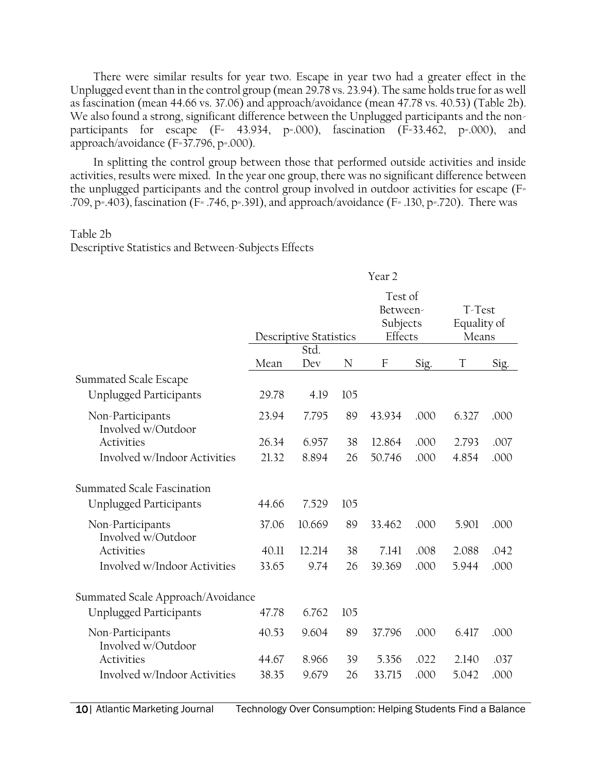There were similar results for year two. Escape in year two had a greater effect in the Unplugged event than in the control group (mean 29.78 vs. 23.94). The same holds true for as well as fascination (mean 44.66 vs. 37.06) and approach/avoidance (mean 47.78 vs. 40.53) (Table 2b). We also found a strong, significant difference between the Unplugged participants and the non-participants for escape (F= 43.934, p=.000), fascination (F=33.462, p=.000), and approach/avoidance (F=37.796, p=.000).

In splitting the control group between those that performed outside activities and inside activities, results were mixed. In the year one group, there was no significant difference between the unplugged participants and the control group involved in outdoor activities for escape (F= .709, p=.403), fascination (F= .746, p=.391), and approach/avoidance (F= .130, p=.720). There was

Table 2b
Descriptive Statistics and Between-Subjects Effects

| | Year 2 | | | | | | |
|---|---|---|---|---|---|---|---|
| | Descriptive Statistics | | | Test of Between-Subjects Effects | | T-Test Equality of Means | |
| | Mean | Std. Dev | N | F | Sig. | T | Sig. |
| Summated Scale Escape | | | | | | | |
| Unplugged Participants | 29.78 | 4.19 | 105 | | | | |
| Non-Participants | 23.94 | 7.795 | 89 | 43.934 | .000 | 6.327 | .000 |
| Involved w/Outdoor Activities | 26.34 | 6.957 | 38 | 12.864 | .000 | 2.793 | .007 |
| Involved w/Indoor Activities | 21.32 | 8.894 | 26 | 50.746 | .000 | 4.854 | .000 |
| Summated Scale Fascination | | | | | | | |
| Unplugged Participants | 44.66 | 7.529 | 105 | | | | |
| Non-Participants | 37.06 | 10.669 | 89 | 33.462 | .000 | 5.901 | .000 |
| Involved w/Outdoor Activities | 40.11 | 12.214 | 38 | 7.141 | .008 | 2.088 | .042 |
| Involved w/Indoor Activities | 33.65 | 9.74 | 26 | 39.369 | .000 | 5.944 | .000 |
| Summated Scale Approach/Avoidance | | | | | | | |
| Unplugged Participants | 47.78 | 6.762 | 105 | | | | |
| Non-Participants | 40.53 | 9.604 | 89 | 37.796 | .000 | 6.417 | .000 |
| Involved w/Outdoor Activities | 44.67 | 8.966 | 39 | 5.356 | .022 | 2.140 | .037 |
| Involved w/Indoor Activities | 38.35 | 9.679 | 26 | 33.715 | .000 | 5.042 | .000 |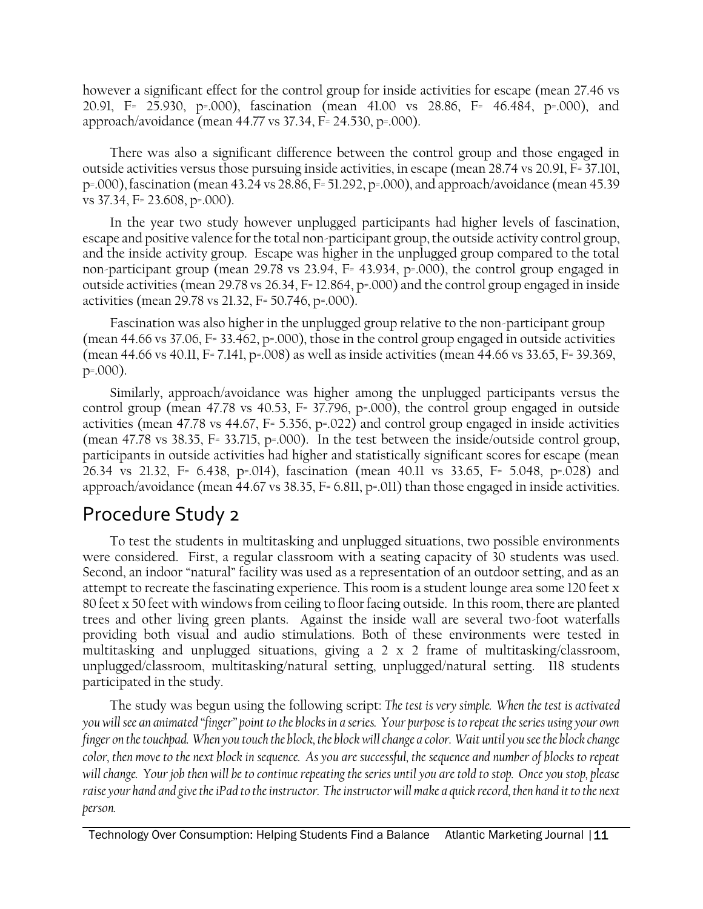however a significant effect for the control group for inside activities for escape (mean 27.46 vs 20.91, F= 25.930, p=.000), fascination (mean 41.00 vs 28.86, F= 46.484, p=.000), and approach/avoidance (mean 44.77 vs 37.34, F= 24.530, p=.000).

There was also a significant difference between the control group and those engaged in outside activities versus those pursuing inside activities, in escape (mean 28.74 vs 20.91, F= 37.101, p=.000), fascination (mean 43.24 vs 28.86, F= 51.292, p=.000), and approach/avoidance (mean 45.39 vs 37.34, F= 23.608, p=.000).

In the year two study however unplugged participants had higher levels of fascination, escape and positive valence for the total non-participant group, the outside activity control group, and the inside activity group. Escape was higher in the unplugged group compared to the total non-participant group (mean 29.78 vs 23.94, F= 43.934, p=.000), the control group engaged in outside activities (mean 29.78 vs 26.34, F= 12.864, p=.000) and the control group engaged in inside activities (mean 29.78 vs 21.32, F= 50.746, p=.000).

Fascination was also higher in the unplugged group relative to the non-participant group (mean 44.66 vs 37.06, F= 33.462, p=.000), those in the control group engaged in outside activities (mean 44.66 vs 40.11, F= 7.141, p=.008) as well as inside activities (mean 44.66 vs 33.65, F= 39.369, p=.000).

Similarly, approach/avoidance was higher among the unplugged participants versus the control group (mean 47.78 vs 40.53, F= 37.796, p=.000), the control group engaged in outside activities (mean 47.78 vs 44.67, F= 5.356, p=.022) and control group engaged in inside activities (mean 47.78 vs 38.35, F= 33.715, p=.000). In the test between the inside/outside control group, participants in outside activities had higher and statistically significant scores for escape (mean 26.34 vs 21.32, F= 6.438, p=.014), fascination (mean 40.11 vs 33.65, F= 5.048, p=.028) and approach/avoidance (mean 44.67 vs 38.35, F= 6.811, p=.011) than those engaged in inside activities.

## Procedure Study 2

To test the students in multitasking and unplugged situations, two possible environments were considered. First, a regular classroom with a seating capacity of 30 students was used. Second, an indoor "natural" facility was used as a representation of an outdoor setting, and as an attempt to recreate the fascinating experience. This room is a student lounge area some 120 feet x 80 feet x 50 feet with windows from ceiling to floor facing outside. In this room, there are planted trees and other living green plants. Against the inside wall are several two-foot waterfalls providing both visual and audio stimulations. Both of these environments were tested in multitasking and unplugged situations, giving a 2 x 2 frame of multitasking/classroom, unplugged/classroom, multitasking/natural setting, unplugged/natural setting. 118 students participated in the study.

The study was begun using the following script: *The test is very simple. When the test is activated you will see an animated "finger" point to the blocks in a series. Your purpose is to repeat the series using your own finger on the touchpad. When you touch the block, the block will change a color. Wait until you see the block change color, then move to the next block in sequence. As you are successful, the sequence and number of blocks to repeat will change. Your job then will be to continue repeating the series until you are told to stop. Once you stop, please raise your hand and give the iPad to the instructor. The instructor will make a quick record, then hand it to the next person.*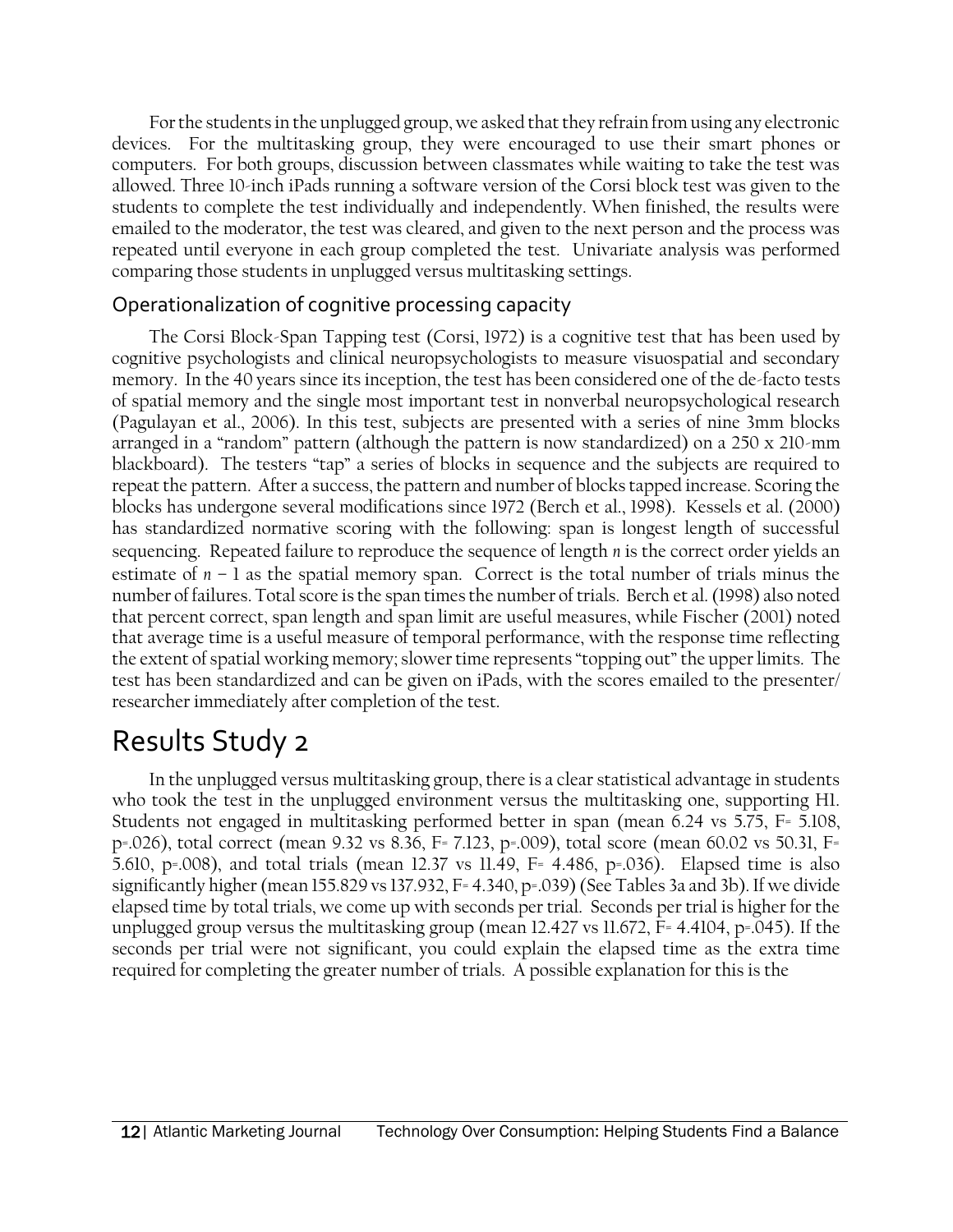For the students in the unplugged group, we asked that they refrain from using any electronic devices. For the multitasking group, they were encouraged to use their smart phones or computers. For both groups, discussion between classmates while waiting to take the test was allowed. Three 10-inch iPads running a software version of the Corsi block test was given to the students to complete the test individually and independently. When finished, the results were emailed to the moderator, the test was cleared, and given to the next person and the process was repeated until everyone in each group completed the test. Univariate analysis was performed comparing those students in unplugged versus multitasking settings.

### Operationalization of cognitive processing capacity

The Corsi Block-Span Tapping test (Corsi, 1972) is a cognitive test that has been used by cognitive psychologists and clinical neuropsychologists to measure visuospatial and secondary memory. In the 40 years since its inception, the test has been considered one of the de-facto tests of spatial memory and the single most important test in nonverbal neuropsychological research (Pagulayan et al., 2006). In this test, subjects are presented with a series of nine 3mm blocks arranged in a "random" pattern (although the pattern is now standardized) on a 250 x 210-mm blackboard). The testers "tap" a series of blocks in sequence and the subjects are required to repeat the pattern. After a success, the pattern and number of blocks tapped increase. Scoring the blocks has undergone several modifications since 1972 (Berch et al., 1998). Kessels et al. (2000) has standardized normative scoring with the following: span is longest length of successful sequencing. Repeated failure to reproduce the sequence of length $n$ is the correct order yields an estimate of $n - 1$ as the spatial memory span. Correct is the total number of trials minus the number of failures. Total score is the span times the number of trials. Berch et al. (1998) also noted that percent correct, span length and span limit are useful measures, while Fischer (2001) noted that average time is a useful measure of temporal performance, with the response time reflecting the extent of spatial working memory; slower time represents "topping out" the upper limits. The test has been standardized and can be given on iPads, with the scores emailed to the presenter/researcher immediately after completion of the test.

# Results Study 2

In the unplugged versus multitasking group, there is a clear statistical advantage in students who took the test in the unplugged environment versus the multitasking one, supporting H1. Students not engaged in multitasking performed better in span (mean 6.24 vs 5.75, $F= 5.108$, $p=.026$), total correct (mean 9.32 vs 8.36, $F= 7.123$, $p=.009$), total score (mean 60.02 vs 50.31, $F= 5.610$, $p=.008$), and total trials (mean 12.37 vs 11.49, $F= 4.486$, $p=.036$). Elapsed time is also significantly higher (mean 155.829 vs 137.932, $F= 4.340$, $p=.039$) (See Tables 3a and 3b). If we divide elapsed time by total trials, we come up with seconds per trial. Seconds per trial is higher for the unplugged group versus the multitasking group (mean 12.427 vs 11.672, $F= 4.4104$, $p=.045$). If the seconds per trial were not significant, you could explain the elapsed time as the extra time required for completing the greater number of trials. A possible explanation for this is the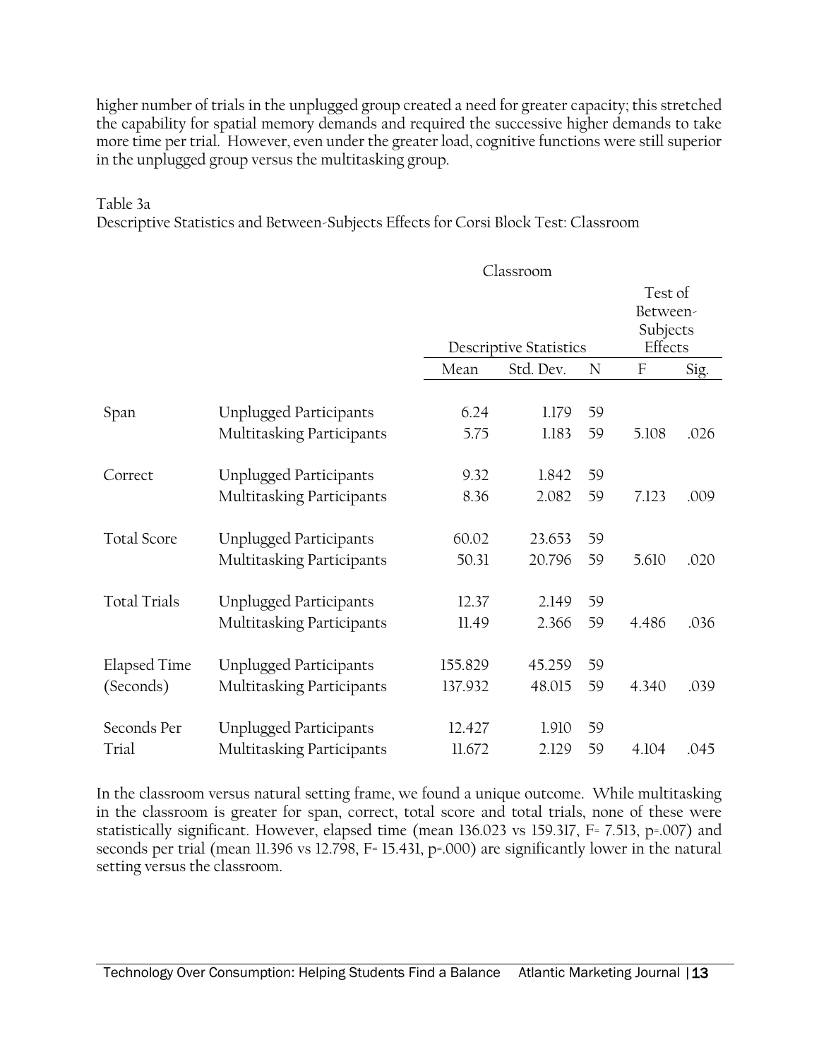higher number of trials in the unplugged group created a need for greater capacity; this stretched the capability for spatial memory demands and required the successive higher demands to take more time per trial. However, even under the greater load, cognitive functions were still superior in the unplugged group versus the multitasking group.

Table 3a
Descriptive Statistics and Between-Subjects Effects for Corsi Block Test: Classroom

| | | Classroom | | | | |
|---|---|---|---|---|---|---|
| | | Descriptive Statistics | | | Test of Between-Subjects Effects | |
| | | Mean | Std. Dev. | N | F | Sig. |
| Span | Unplugged Participants | 6.24 | 1.179 | 59 | | |
| | Multitasking Participants | 5.75 | 1.183 | 59 | 5.108 | .026 |
| Correct | Unplugged Participants | 9.32 | 1.842 | 59 | | |
| | Multitasking Participants | 8.36 | 2.082 | 59 | 7.123 | .009 |
| Total Score | Unplugged Participants | 60.02 | 23.653 | 59 | | |
| | Multitasking Participants | 50.31 | 20.796 | 59 | 5.610 | .020 |
| Total Trials | Unplugged Participants | 12.37 | 2.149 | 59 | | |
| | Multitasking Participants | 11.49 | 2.366 | 59 | 4.486 | .036 |
| Elapsed Time (Seconds) | Unplugged Participants | 155.829 | 45.259 | 59 | | |
| | Multitasking Participants | 137.932 | 48.015 | 59 | 4.340 | .039 |
| Seconds Per Trial | Unplugged Participants | 12.427 | 1.910 | 59 | | |
| | Multitasking Participants | 11.672 | 2.129 | 59 | 4.104 | .045 |

In the classroom versus natural setting frame, we found a unique outcome. While multitasking in the classroom is greater for span, correct, total score and total trials, none of these were statistically significant. However, elapsed time (mean 136.023 vs 159.317, $F = 7.513$, $p = .007$) and seconds per trial (mean 11.396 vs 12.798, $F = 15.431$, $p = .000$) are significantly lower in the natural setting versus the classroom.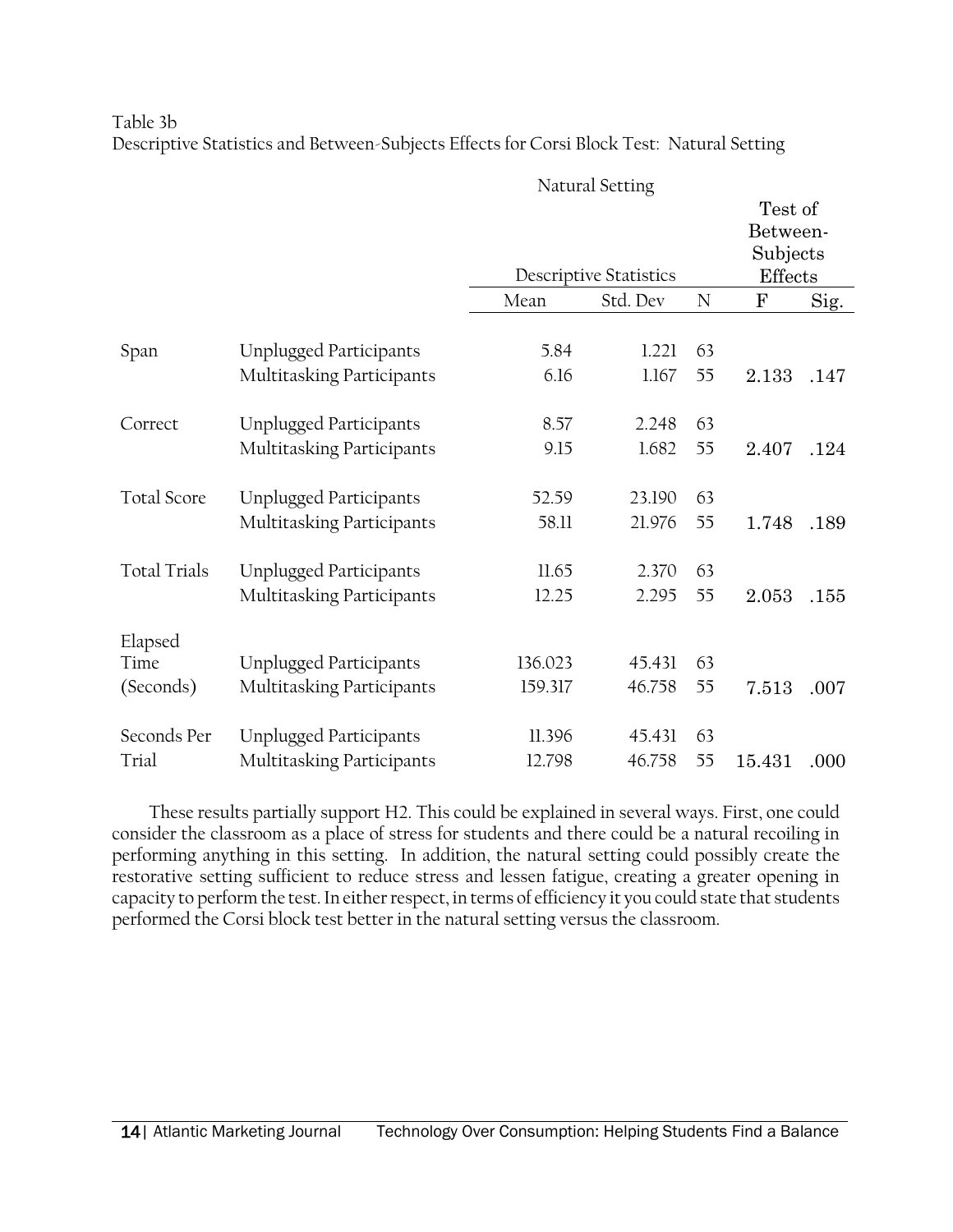Table 3b

Descriptive Statistics and Between-Subjects Effects for Corsi Block Test: Natural Setting

| | | Natural Setting | | | | |
|---|---|---|---|---|---|---|
| | | Descriptive Statistics | | | Test of Between-Subjects Effects | |
| | | Mean | Std. Dev | N | F | Sig. |
| Span | Unplugged Participants | 5.84 | 1.221 | 63 | | |
| | Multitasking Participants | 6.16 | 1.167 | 55 | 2.133 | .147 |
| Correct | Unplugged Participants | 8.57 | 2.248 | 63 | | |
| | Multitasking Participants | 9.15 | 1.682 | 55 | 2.407 | .124 |
| Total Score | Unplugged Participants | 52.59 | 23.190 | 63 | | |
| | Multitasking Participants | 58.11 | 21.976 | 55 | 1.748 | .189 |
| Total Trials | Unplugged Participants | 11.65 | 2.370 | 63 | | |
| | Multitasking Participants | 12.25 | 2.295 | 55 | 2.053 | .155 |
| Elapsed Time (Seconds) | Unplugged Participants | 136.023 | 45.431 | 63 | | |
| | Multitasking Participants | 159.317 | 46.758 | 55 | 7.513 | .007 |
| Seconds Per Trial | Unplugged Participants | 11.396 | 45.431 | 63 | | |
| | Multitasking Participants | 12.798 | 46.758 | 55 | 15.431 | .000 |

These results partially support H2. This could be explained in several ways. First, one could consider the classroom as a place of stress for students and there could be a natural recoiling in performing anything in this setting. In addition, the natural setting could possibly create the restorative setting sufficient to reduce stress and lessen fatigue, creating a greater opening in capacity to perform the test. In either respect, in terms of efficiency it you could state that students performed the Corsi block test better in the natural setting versus the classroom.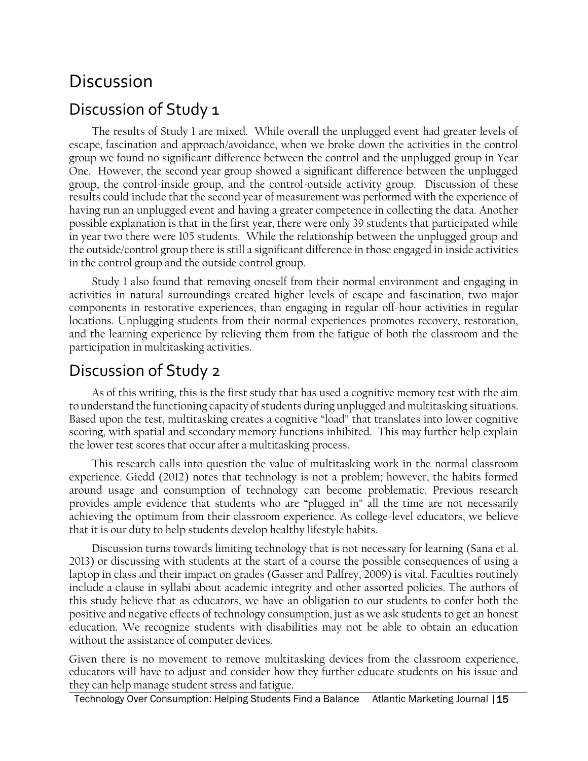# Discussion

## Discussion of Study 1

The results of Study 1 are mixed. While overall the unplugged event had greater levels of escape, fascination and approach/avoidance, when we broke down the activities in the control group we found no significant difference between the control and the unplugged group in Year One. However, the second year group showed a significant difference between the unplugged group, the control-inside group, and the control-outside activity group. Discussion of these results could include that the second year of measurement was performed with the experience of having run an unplugged event and having a greater competence in collecting the data. Another possible explanation is that in the first year, there were only 39 students that participated while in year two there were 105 students. While the relationship between the unplugged group and the outside/control group there is still a significant difference in those engaged in inside activities in the control group and the outside control group.

Study 1 also found that removing oneself from their normal environment and engaging in activities in natural surroundings created higher levels of escape and fascination, two major components in restorative experiences, than engaging in regular off-hour activities in regular locations. Unplugging students from their normal experiences promotes recovery, restoration, and the learning experience by relieving them from the fatigue of both the classroom and the participation in multitasking activities.

## Discussion of Study 2

As of this writing, this is the first study that has used a cognitive memory test with the aim to understand the functioning capacity of students during unplugged and multitasking situations. Based upon the test, multitasking creates a cognitive "load" that translates into lower cognitive scoring, with spatial and secondary memory functions inhibited. This may further help explain the lower test scores that occur after a multitasking process.

This research calls into question the value of multitasking work in the normal classroom experience. Giedd (2012) notes that technology is not a problem; however, the habits formed around usage and consumption of technology can become problematic. Previous research provides ample evidence that students who are "plugged in" all the time are not necessarily achieving the optimum from their classroom experience. As college-level educators, we believe that it is our duty to help students develop healthy lifestyle habits.

Discussion turns towards limiting technology that is not necessary for learning (Sana et al. 2013) or discussing with students at the start of a course the possible consequences of using a laptop in class and their impact on grades (Gasser and Palfrey, 2009) is vital. Faculties routinely include a clause in syllabi about academic integrity and other assorted policies. The authors of this study believe that as educators, we have an obligation to our students to confer both the positive and negative effects of technology consumption, just as we ask students to get an honest education. We recognize students with disabilities may not be able to obtain an education without the assistance of computer devices.

Given there is no movement to remove multitasking devices from the classroom experience, educators will have to adjust and consider how they further educate students on his issue and they can help manage student stress and fatigue.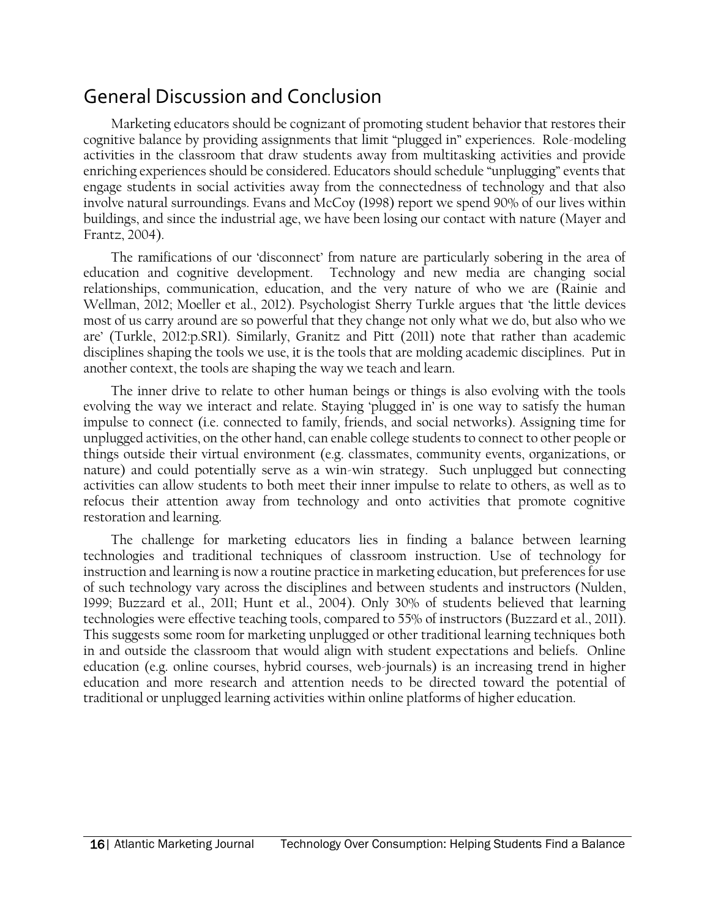## General Discussion and Conclusion

Marketing educators should be cognizant of promoting student behavior that restores their cognitive balance by providing assignments that limit "plugged in" experiences. Role-modeling activities in the classroom that draw students away from multitasking activities and provide enriching experiences should be considered. Educators should schedule "unplugging" events that engage students in social activities away from the connectedness of technology and that also involve natural surroundings. Evans and McCoy (1998) report we spend 90% of our lives within buildings, and since the industrial age, we have been losing our contact with nature (Mayer and Frantz, 2004).

The ramifications of our 'disconnect' from nature are particularly sobering in the area of education and cognitive development. Technology and new media are changing social relationships, communication, education, and the very nature of who we are (Rainie and Wellman, 2012; Moeller et al., 2012). Psychologist Sherry Turkle argues that 'the little devices most of us carry around are so powerful that they change not only what we do, but also who we are' (Turkle, 2012:p.SR1). Similarly, Granitz and Pitt (2011) note that rather than academic disciplines shaping the tools we use, it is the tools that are molding academic disciplines. Put in another context, the tools are shaping the way we teach and learn.

The inner drive to relate to other human beings or things is also evolving with the tools evolving the way we interact and relate. Staying 'plugged in' is one way to satisfy the human impulse to connect (i.e. connected to family, friends, and social networks). Assigning time for unplugged activities, on the other hand, can enable college students to connect to other people or things outside their virtual environment (e.g. classmates, community events, organizations, or nature) and could potentially serve as a win-win strategy. Such unplugged but connecting activities can allow students to both meet their inner impulse to relate to others, as well as to refocus their attention away from technology and onto activities that promote cognitive restoration and learning.

The challenge for marketing educators lies in finding a balance between learning technologies and traditional techniques of classroom instruction. Use of technology for instruction and learning is now a routine practice in marketing education, but preferences for use of such technology vary across the disciplines and between students and instructors (Nulden, 1999; Buzzard et al., 2011; Hunt et al., 2004). Only 30% of students believed that learning technologies were effective teaching tools, compared to 55% of instructors (Buzzard et al., 2011). This suggests some room for marketing unplugged or other traditional learning techniques both in and outside the classroom that would align with student expectations and beliefs. Online education (e.g. online courses, hybrid courses, web-journals) is an increasing trend in higher education and more research and attention needs to be directed toward the potential of traditional or unplugged learning activities within online platforms of higher education.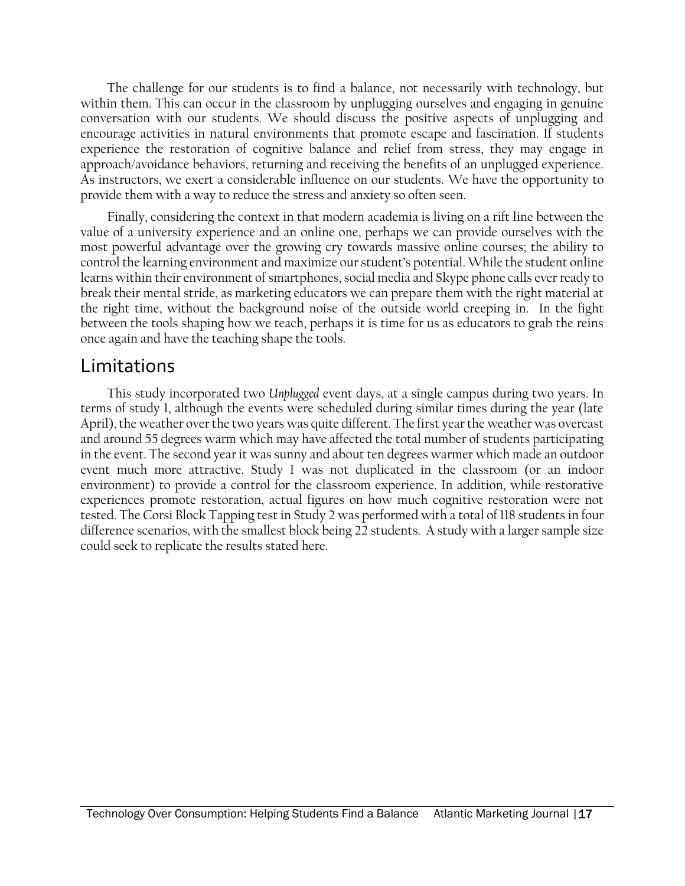The challenge for our students is to find a balance, not necessarily with technology, but within them. This can occur in the classroom by unplugging ourselves and engaging in genuine conversation with our students. We should discuss the positive aspects of unplugging and encourage activities in natural environments that promote escape and fascination. If students experience the restoration of cognitive balance and relief from stress, they may engage in approach/avoidance behaviors, returning and receiving the benefits of an unplugged experience. As instructors, we exert a considerable influence on our students. We have the opportunity to provide them with a way to reduce the stress and anxiety so often seen.

Finally, considering the context in that modern academia is living on a rift line between the value of a university experience and an online one, perhaps we can provide ourselves with the most powerful advantage over the growing cry towards massive online courses; the ability to control the learning environment and maximize our student's potential. While the student online learns within their environment of smartphones, social media and Skype phone calls ever ready to break their mental stride, as marketing educators we can prepare them with the right material at the right time, without the background noise of the outside world creeping in. In the fight between the tools shaping how we teach, perhaps it is time for us as educators to grab the reins once again and have the teaching shape the tools.

## Limitations

This study incorporated two *Unplugged* event days, at a single campus during two years. In terms of study 1, although the events were scheduled during similar times during the year (late April), the weather over the two years was quite different. The first year the weather was overcast and around 55 degrees warm which may have affected the total number of students participating in the event. The second year it was sunny and about ten degrees warmer which made an outdoor event much more attractive. Study 1 was not duplicated in the classroom (or an indoor environment) to provide a control for the classroom experience. In addition, while restorative experiences promote restoration, actual figures on how much cognitive restoration were not tested. The Corsi Block Tapping test in Study 2 was performed with a total of 118 students in four difference scenarios, with the smallest block being 22 students. A study with a larger sample size could seek to replicate the results stated here.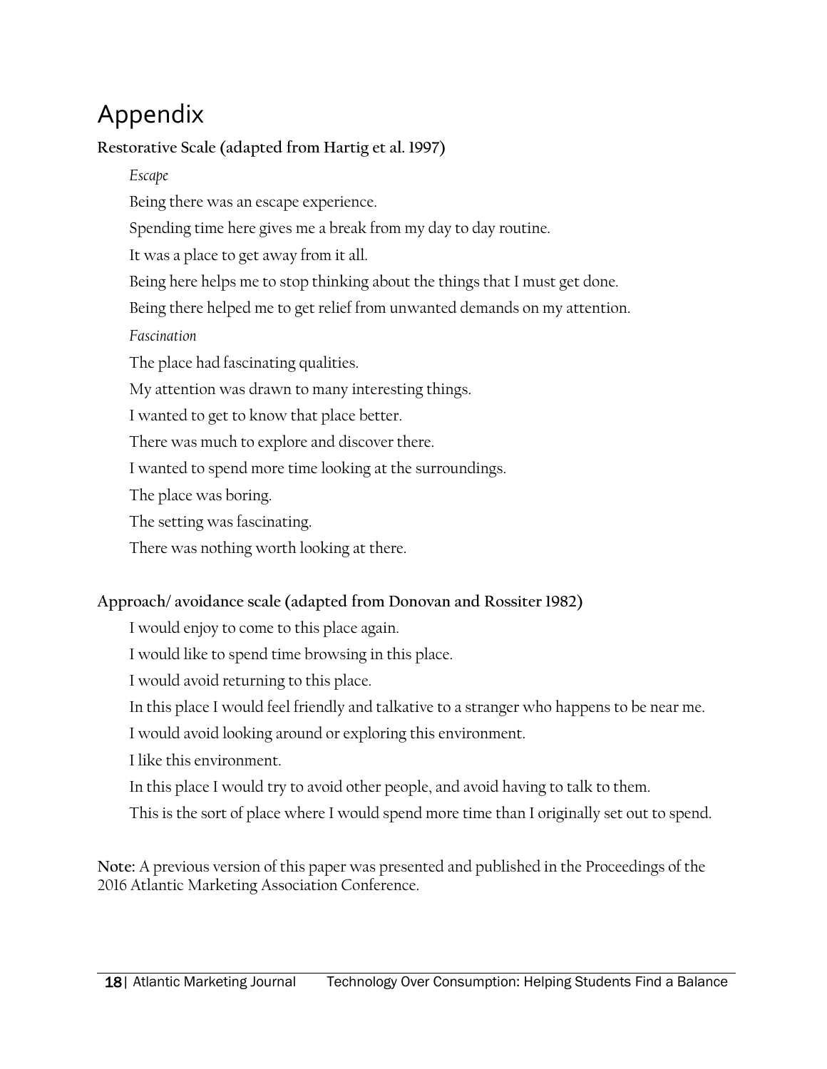# Appendix

**Restorative Scale (adapted from Hartig et al. 1997)**

*Escape*

Being there was an escape experience.

Spending time here gives me a break from my day to day routine.

It was a place to get away from it all.

Being here helps me to stop thinking about the things that I must get done.

Being there helped me to get relief from unwanted demands on my attention.

*Fascination*

The place had fascinating qualities.

My attention was drawn to many interesting things.

I wanted to get to know that place better.

There was much to explore and discover there.

I wanted to spend more time looking at the surroundings.

The place was boring.

The setting was fascinating.

There was nothing worth looking at there.

**Approach/ avoidance scale (adapted from Donovan and Rossiter 1982)**

I would enjoy to come to this place again.

I would like to spend time browsing in this place.

I would avoid returning to this place.

In this place I would feel friendly and talkative to a stranger who happens to be near me.

I would avoid looking around or exploring this environment.

I like this environment.

In this place I would try to avoid other people, and avoid having to talk to them.

This is the sort of place where I would spend more time than I originally set out to spend.

**Note:** A previous version of this paper was presented and published in the Proceedings of the 2016 Atlantic Marketing Association Conference.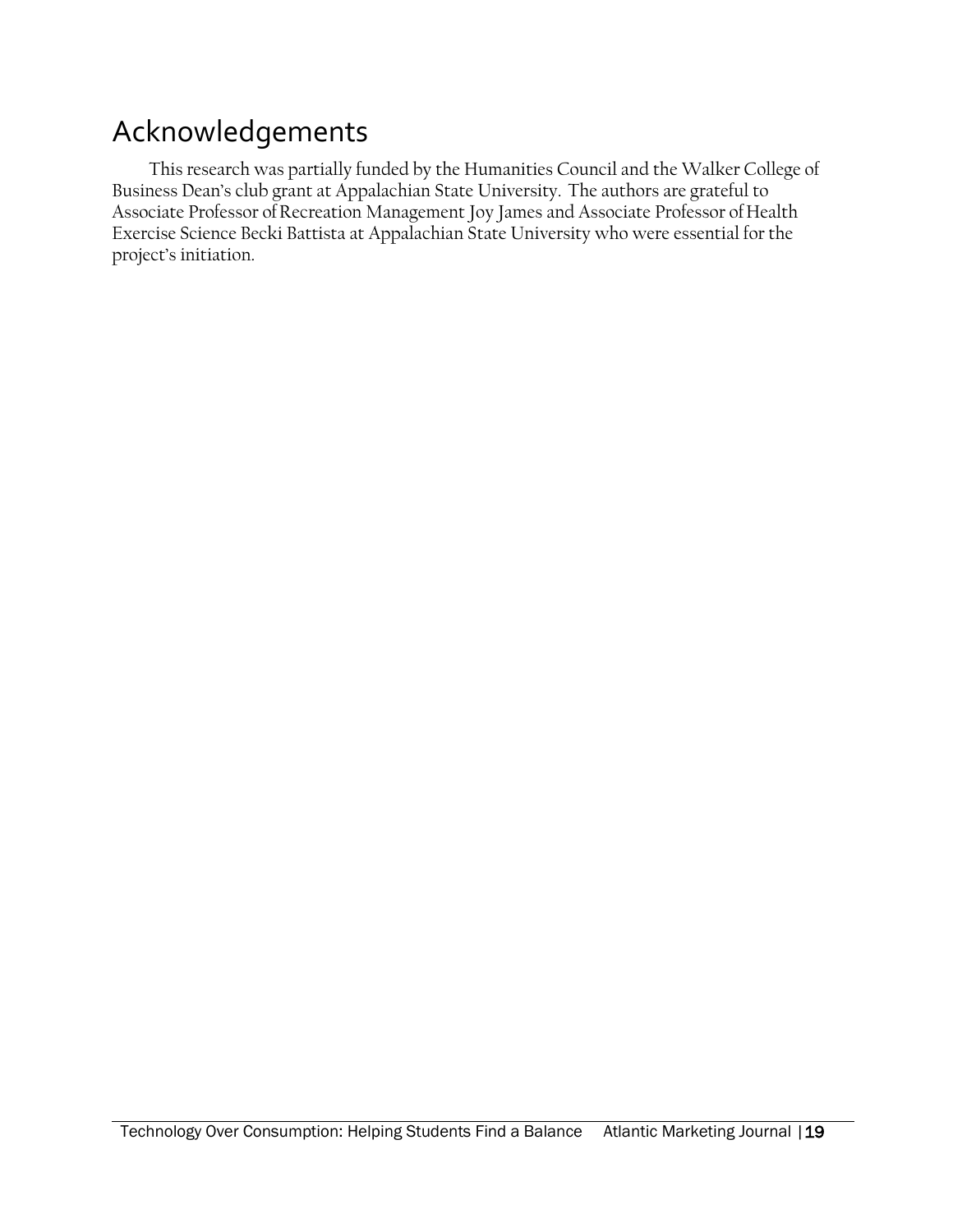## Acknowledgements

This research was partially funded by the Humanities Council and the Walker College of Business Dean's club grant at Appalachian State University. The authors are grateful to Associate Professor of Recreation Management Joy James and Associate Professor of Health Exercise Science Becki Battista at Appalachian State University who were essential for the project's initiation.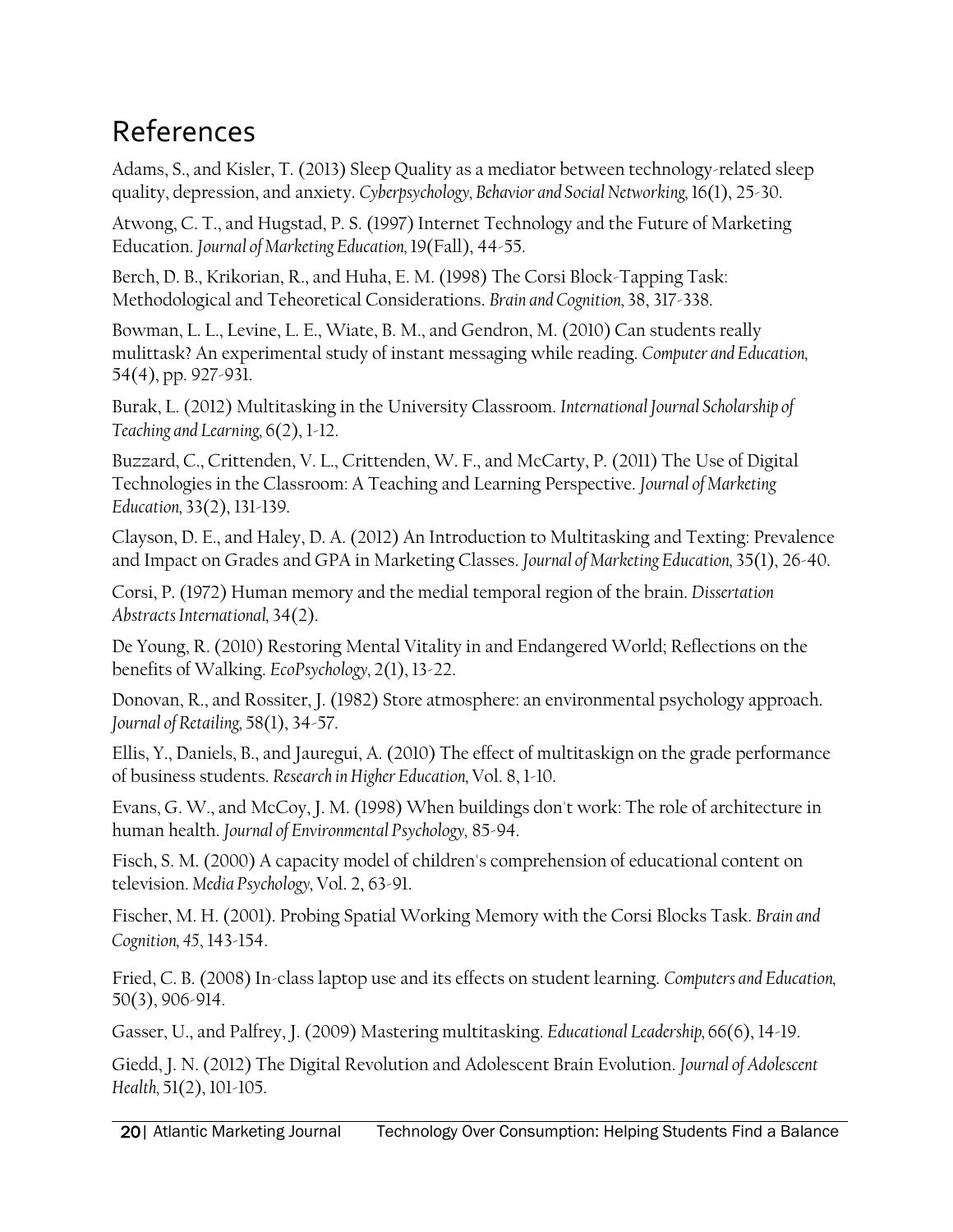# References

Adams, S., and Kisler, T. (2013) Sleep Quality as a mediator between technology-related sleep quality, depression, and anxiety. *Cyberpsychology, Behavior and Social Networking*, 16(1), 25-30.

Atwong, C. T., and Hugstad, P. S. (1997) Internet Technology and the Future of Marketing Education. *Journal of Marketing Education*, 19(Fall), 44-55.

Berch, D. B., Krikorian, R., and Huha, E. M. (1998) The Corsi Block-Tapping Task: Methodological and Teheoretical Considerations. *Brain and Cognition*, 38, 317-338.

Bowman, L. L., Levine, L. E., Wiate, B. M., and Gendron, M. (2010) Can students really mulittask? An experimental study of instant messaging while reading. *Computer and Education*, 54(4), pp. 927-931.

Burak, L. (2012) Multitasking in the University Classroom. *International Journal Scholarship of Teaching and Learning*, 6(2), 1-12.

Buzzard, C., Crittenden, V. L., Crittenden, W. F., and McCarty, P. (2011) The Use of Digital Technologies in the Classroom: A Teaching and Learning Perspective. *Journal of Marketing Education*, 33(2), 131-139.

Clayson, D. E., and Haley, D. A. (2012) An Introduction to Multitasking and Texting: Prevalence and Impact on Grades and GPA in Marketing Classes. *Journal of Marketing Education*, 35(1), 26-40.

Corsi, P. (1972) Human memory and the medial temporal region of the brain. *Dissertation Abstracts International*, 34(2).

De Young, R. (2010) Restoring Mental Vitality in and Endangered World; Reflections on the benefits of Walking. *EcoPsychology*, 2(1), 13-22.

Donovan, R., and Rossiter, J. (1982) Store atmosphere: an environmental psychology approach. *Journal of Retailing*, 58(1), 34-57.

Ellis, Y., Daniels, B., and Jauregui, A. (2010) The effect of multitaskign on the grade performance of business students. *Research in Higher Education*, Vol. 8, 1-10.

Evans, G. W., and McCoy, J. M. (1998) When buildings don't work: The role of architecture in human health. *Journal of Environmental Psychology*, 85-94.

Fisch, S. M. (2000) A capacity model of children's comprehension of educational content on television. *Media Psychology*, Vol. 2, 63-91.

Fischer, M. H. (2001). Probing Spatial Working Memory with the Corsi Blocks Task. *Brain and Cognition*, *45*, 143-154.

Fried, C. B. (2008) In-class laptop use and its effects on student learning. *Computers and Education*, 50(3), 906-914.

Gasser, U., and Palfrey, J. (2009) Mastering multitasking. *Educational Leadership*, 66(6), 14-19.

Giedd, J. N. (2012) The Digital Revolution and Adolescent Brain Evolution. *Journal of Adolescent Health*, 51(2), 101-105.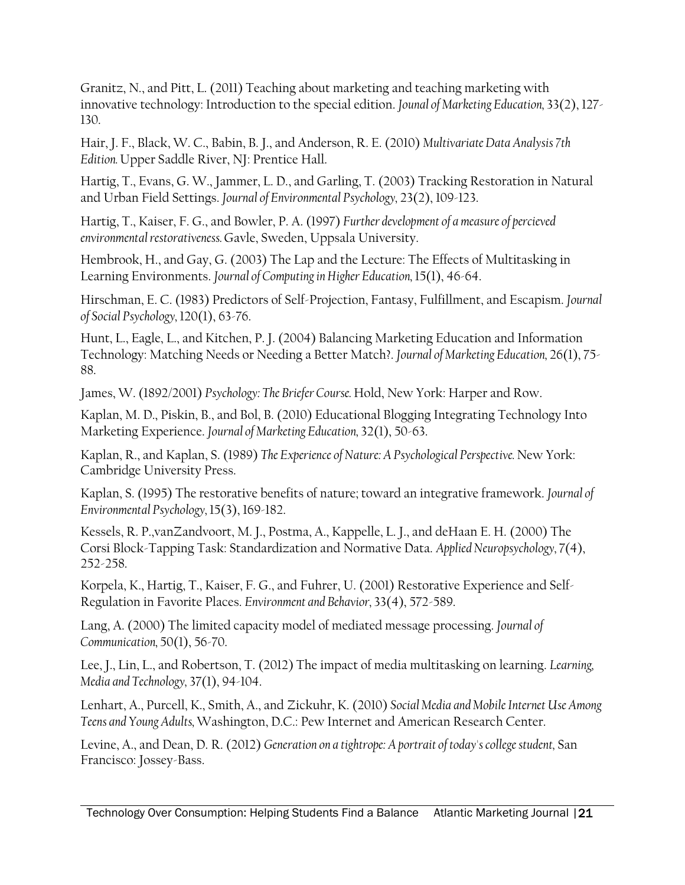Granitz, N., and Pitt, L. (2011) Teaching about marketing and teaching marketing with innovative technology: Introduction to the special edition. *Jounal of Marketing Education*, 33(2), 127-130.

Hair, J. F., Black, W. C., Babin, B. J., and Anderson, R. E. (2010) *Multivariate Data Analysis 7th Edition.* Upper Saddle River, NJ: Prentice Hall.

Hartig, T., Evans, G. W., Jammer, L. D., and Garling, T. (2003) Tracking Restoration in Natural and Urban Field Settings. *Journal of Environmental Psychology*, 23(2), 109-123.

Hartig, T., Kaiser, F. G., and Bowler, P. A. (1997) *Further development of a measure of percieved environmental restorativeness.* Gavle, Sweden, Uppsala University.

Hembrook, H., and Gay, G. (2003) The Lap and the Lecture: The Effects of Multitasking in Learning Environments. *Journal of Computing in Higher Education*, 15(1), 46-64.

Hirschman, E. C. (1983) Predictors of Self-Projection, Fantasy, Fulfillment, and Escapism. *Journal of Social Psychology*, 120(1), 63-76.

Hunt, L., Eagle, L., and Kitchen, P. J. (2004) Balancing Marketing Education and Information Technology: Matching Needs or Needing a Better Match?. *Journal of Marketing Education*, 26(1), 75-88.

James, W. (1892/2001) *Psychology: The Briefer Course.* Hold, New York: Harper and Row.

Kaplan, M. D., Piskin, B., and Bol, B. (2010) Educational Blogging Integrating Technology Into Marketing Experience. *Journal of Marketing Education*, 32(1), 50-63.

Kaplan, R., and Kaplan, S. (1989) *The Experience of Nature: A Psychological Perspective.* New York: Cambridge University Press.

Kaplan, S. (1995) The restorative benefits of nature; toward an integrative framework. *Journal of Environmental Psychology*, 15(3), 169-182.

Kessels, R. P.,vanZandvoort, M. J., Postma, A., Kappelle, L. J., and deHaan E. H. (2000) The Corsi Block-Tapping Task: Standardization and Normative Data. *Applied Neuropsychology*, 7(4), 252-258.

Korpela, K., Hartig, T., Kaiser, F. G., and Fuhrer, U. (2001) Restorative Experience and Self-Regulation in Favorite Places. *Environment and Behavior*, 33(4), 572-589.

Lang, A. (2000) The limited capacity model of mediated message processing. *Journal of Communication*, 50(1), 56-70.

Lee, J., Lin, L., and Robertson, T. (2012) The impact of media multitasking on learning. *Learning, Media and Technology*, 37(1), 94-104.

Lenhart, A., Purcell, K., Smith, A., and Zickuhr, K. (2010) *Social Media and Mobile Internet Use Among Teens and Young Adults*, Washington, D.C.: Pew Internet and American Research Center.

Levine, A., and Dean, D. R. (2012) *Generation on a tightrope: A portrait of today's college student*, San Francisco: Jossey-Bass.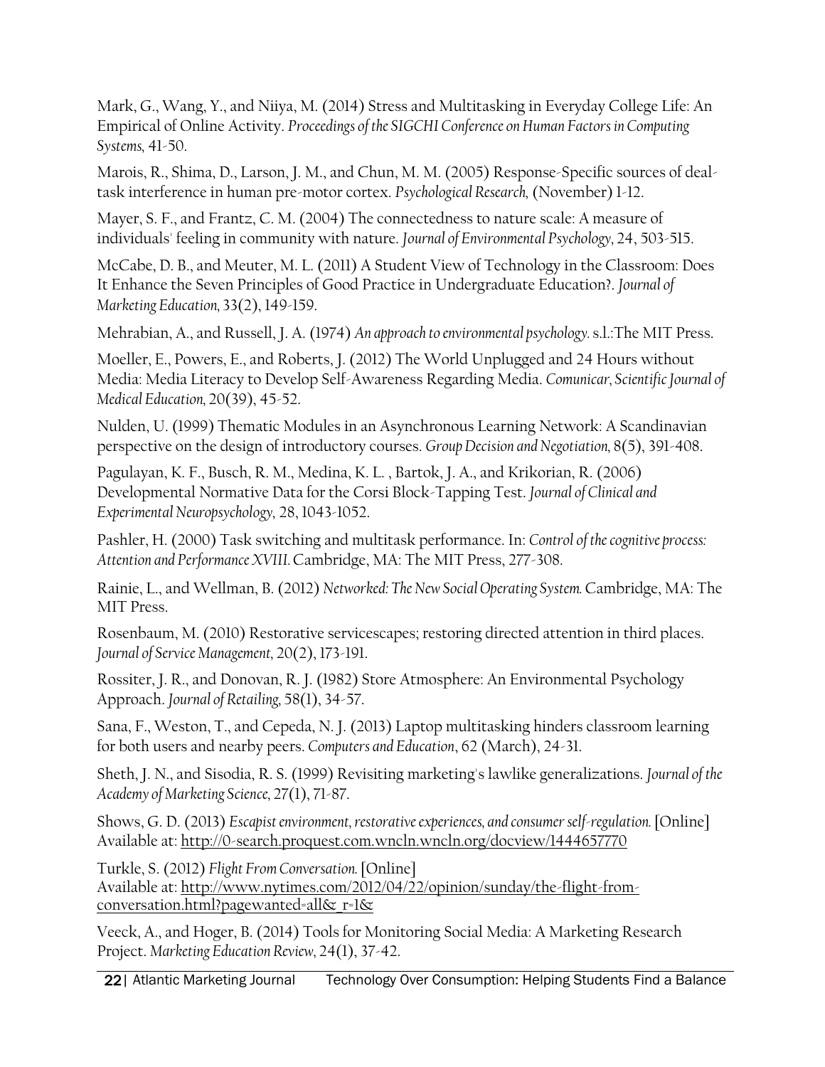Mark, G., Wang, Y., and Niiya, M. (2014) Stress and Multitasking in Everyday College Life: An Empirical of Online Activity. *Proceedings of the SIGCHI Conference on Human Factors in Computing Systems,* 41-50.

Marois, R., Shima, D., Larson, J. M., and Chun, M. M. (2005) Response-Specific sources of deal-task interference in human pre-motor cortex. *Psychological Research,* (November) 1-12.

Mayer, S. F., and Frantz, C. M. (2004) The connectedness to nature scale: A measure of individuals' feeling in community with nature. *Journal of Environmental Psychology*, 24, 503-515.

McCabe, D. B., and Meuter, M. L. (2011) A Student View of Technology in the Classroom: Does It Enhance the Seven Principles of Good Practice in Undergraduate Education?. *Journal of Marketing Education,* 33(2), 149-159.

Mehrabian, A., and Russell, J. A. (1974) *An approach to environmental psychology*. s.l.:The MIT Press.

Moeller, E., Powers, E., and Roberts, J. (2012) The World Unplugged and 24 Hours without Media: Media Literacy to Develop Self-Awareness Regarding Media. *Comunicar, Scientific Journal of Medical Education,* 20(39), 45-52.

Nulden, U. (1999) Thematic Modules in an Asynchronous Learning Network: A Scandinavian perspective on the design of introductory courses. *Group Decision and Negotiation,* 8(5), 391-408.

Pagulayan, K. F., Busch, R. M., Medina, K. L. , Bartok, J. A., and Krikorian, R. (2006) Developmental Normative Data for the Corsi Block-Tapping Test. *Journal of Clinical and Experimental Neuropsychology,* 28, 1043-1052.

Pashler, H. (2000) Task switching and multitask performance. In: *Control of the cognitive process: Attention and Performance XVIII.* Cambridge, MA: The MIT Press, 277-308.

Rainie, L., and Wellman, B. (2012) *Networked: The New Social Operating System.* Cambridge, MA: The MIT Press.

Rosenbaum, M. (2010) Restorative servicescapes; restoring directed attention in third places. *Journal of Service Management,* 20(2), 173-191.

Rossiter, J. R., and Donovan, R. J. (1982) Store Atmosphere: An Environmental Psychology Approach. *Journal of Retailing,* 58(1), 34-57.

Sana, F., Weston, T., and Cepeda, N. J. (2013) Laptop multitasking hinders classroom learning for both users and nearby peers. *Computers and Education*, 62 (March), 24-31.

Sheth, J. N., and Sisodia, R. S. (1999) Revisiting marketing's lawlike generalizations. *Journal of the Academy of Marketing Science,* 27(1), 71-87.

Shows, G. D. (2013) *Escapist environment, restorative experiences, and consumer self-regulation.* [Online] Available at: http://0-search.proquest.com.wncln.wncln.org/docview/1444657770

Turkle, S. (2012) *Flight From Conversation.* [Online]
Available at: http://www.nytimes.com/2012/04/22/opinion/sunday/the-flight-from-conversation.html?pagewanted=all&_r=1&

Veeck, A., and Hoger, B. (2014) Tools for Monitoring Social Media: A Marketing Research Project. *Marketing Education Review,* 24(1), 37-42.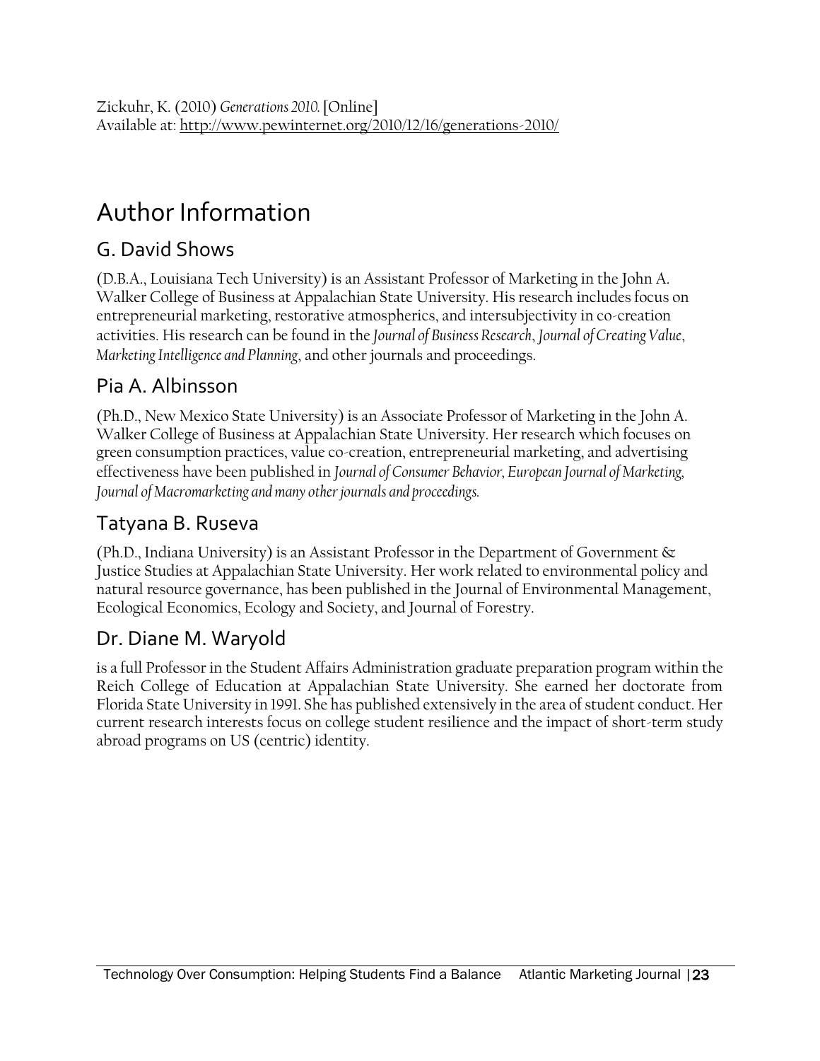Zickuhr, K. (2010) *Generations 2010.* [Online]
Available at: http://www.pewinternet.org/2010/12/16/generations-2010/

# Author Information

## G. David Shows

(D.B.A., Louisiana Tech University) is an Assistant Professor of Marketing in the John A. Walker College of Business at Appalachian State University. His research includes focus on entrepreneurial marketing, restorative atmospherics, and intersubjectivity in co-creation activities. His research can be found in the *Journal of Business Research*, *Journal of Creating Value*, *Marketing Intelligence and Planning*, and other journals and proceedings.

## Pia A. Albinsson

(Ph.D., New Mexico State University) is an Associate Professor of Marketing in the John A. Walker College of Business at Appalachian State University. Her research which focuses on green consumption practices, value co-creation, entrepreneurial marketing, and advertising effectiveness have been published in *Journal of Consumer Behavior, European Journal of Marketing, Journal of Macromarketing and many other journals and proceedings.*

## Tatyana B. Ruseva

(Ph.D., Indiana University) is an Assistant Professor in the Department of Government & Justice Studies at Appalachian State University. Her work related to environmental policy and natural resource governance, has been published in the Journal of Environmental Management, Ecological Economics, Ecology and Society, and Journal of Forestry.

## Dr. Diane M. Waryold

is a full Professor in the Student Affairs Administration graduate preparation program within the Reich College of Education at Appalachian State University. She earned her doctorate from Florida State University in 1991. She has published extensively in the area of student conduct. Her current research interests focus on college student resilience and the impact of short-term study abroad programs on US (centric) identity.